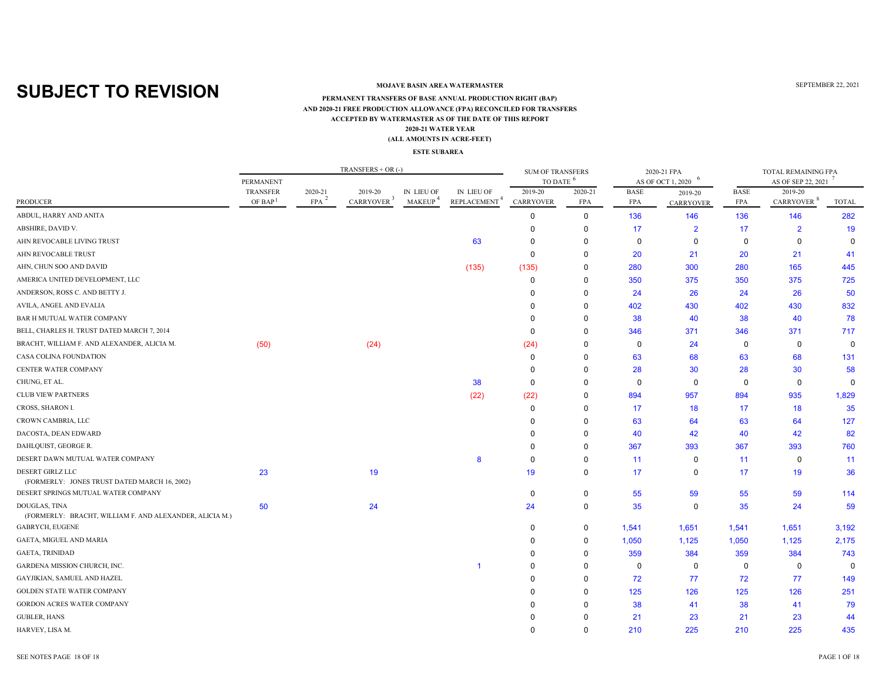**SUBJECT TO REVISION**

**MOJAVE BASIN AREA WATERMASTER**

SEPTEMBER 22, 2021

**PERMANENT TRANSFERS OF BASE ANNUAL PRODUCTION RIGHT (BAP)**
**AND 2020-21 FREE PRODUCTION ALLOWANCE (FPA) RECONCILED FOR TRANSFERS**
**ACCEPTED BY WATERMASTER AS OF THE DATE OF THIS REPORT**
**2020-21 WATER YEAR**
**(ALL AMOUNTS IN ACRE-FEET)**

**ESTE SUBAREA**

| | TRANSFERS + OR (-) | | | | | SUM OF TRANSFERS TO DATE [6] | | 2020-21 FPA AS OF OCT 1, 2020 [6] | | TOTAL REMAINING FPA AS OF SEP 22, 2021 [7] | | |
|---|---|---|---|---|---|---|---|---|---|---|---|---|
| PRODUCER | PERMANENT TRANSFER OF BAP[1] | 2020-21 FPA [2] | 2019-20 CARRYOVER [3] | IN LIEU OF MAKEUP [4] | IN LIEU OF REPLACEMENT [4] | 2019-20 CARRYOVER | 2020-21 FPA | BASE FPA | 2019-20 CARRYOVER | BASE FPA | 2019-20 CARRYOVER [8] | TOTAL |
| ABDUL, HARRY AND ANITA | | | | | | 0 | 0 | 136 | 146 | 136 | 146 | 282 |
| ABSHIRE, DAVID V. | | | | | | 0 | 0 | 17 | 2 | 17 | 2 | 19 |
| AHN REVOCABLE LIVING TRUST | | | | | 63 | 0 | 0 | 0 | 0 | 0 | 0 | 0 |
| AHN REVOCABLE TRUST | | | | | | 0 | 0 | 20 | 21 | 20 | 21 | 41 |
| AHN, CHUN SOO AND DAVID | | | | | (135) | (135) | 0 | 280 | 300 | 280 | 165 | 445 |
| AMERICA UNITED DEVELOPMENT, LLC | | | | | | 0 | 0 | 350 | 375 | 350 | 375 | 725 |
| ANDERSON, ROSS C. AND BETTY J. | | | | | | 0 | 0 | 24 | 26 | 24 | 26 | 50 |
| AVILA, ANGEL AND EVALIA | | | | | | 0 | 0 | 402 | 430 | 402 | 430 | 832 |
| BAR H MUTUAL WATER COMPANY | | | | | | 0 | 0 | 38 | 40 | 38 | 40 | 78 |
| BELL, CHARLES H. TRUST DATED MARCH 7, 2014 | | | | | | 0 | 0 | 346 | 371 | 346 | 371 | 717 |
| BRACHT, WILLIAM F. AND ALEXANDER, ALICIA M. | (50) | | (24) | | | (24) | 0 | 0 | 24 | 0 | 0 | 0 |
| CASA COLINA FOUNDATION | | | | | | 0 | 0 | 63 | 68 | 63 | 68 | 131 |
| CENTER WATER COMPANY | | | | | | 0 | 0 | 28 | 30 | 28 | 30 | 58 |
| CHUNG, ET AL. | | | | | 38 | 0 | 0 | 0 | 0 | 0 | 0 | 0 |
| CLUB VIEW PARTNERS | | | | | (22) | (22) | 0 | 894 | 957 | 894 | 935 | 1,829 |
| CROSS, SHARON I. | | | | | | 0 | 0 | 17 | 18 | 17 | 18 | 35 |
| CROWN CAMBRIA, LLC | | | | | | 0 | 0 | 63 | 64 | 63 | 64 | 127 |
| DACOSTA, DEAN EDWARD | | | | | | 0 | 0 | 40 | 42 | 40 | 42 | 82 |
| DAHLQUIST, GEORGE R. | | | | | | 0 | 0 | 367 | 393 | 367 | 393 | 760 |
| DESERT DAWN MUTUAL WATER COMPANY | | | | | 8 | 0 | 0 | 11 | 0 | 11 | 0 | 11 |
| DESERT GIRLZ LLC (FORMERLY: JONES TRUST DATED MARCH 16, 2002) | 23 | | 19 | | | 19 | 0 | 17 | 0 | 17 | 19 | 36 |
| DESERT SPRINGS MUTUAL WATER COMPANY | | | | | | 0 | 0 | 55 | 59 | 55 | 59 | 114 |
| DOUGLAS, TINA (FORMERLY: BRACHT, WILLIAM F. AND ALEXANDER, ALICIA M.) | 50 | | 24 | | | 24 | 0 | 35 | 0 | 35 | 24 | 59 |
| GABRYCH, EUGENE | | | | | | 0 | 0 | 1,541 | 1,651 | 1,541 | 1,651 | 3,192 |
| GAETA, MIGUEL AND MARIA | | | | | | 0 | 0 | 1,050 | 1,125 | 1,050 | 1,125 | 2,175 |
| GAETA, TRINIDAD | | | | | | 0 | 0 | 359 | 384 | 359 | 384 | 743 |
| GARDENA MISSION CHURCH, INC. | | | | | 1 | 0 | 0 | 0 | 0 | 0 | 0 | 0 |
| GAYJIKIAN, SAMUEL AND HAZEL | | | | | | 0 | 0 | 72 | 77 | 72 | 77 | 149 |
| GOLDEN STATE WATER COMPANY | | | | | | 0 | 0 | 125 | 126 | 125 | 126 | 251 |
| GORDON ACRES WATER COMPANY | | | | | | 0 | 0 | 38 | 41 | 38 | 41 | 79 |
| GUBLER, HANS | | | | | | 0 | 0 | 21 | 23 | 21 | 23 | 44 |
| HARVEY, LISA M. | | | | | | 0 | 0 | 210 | 225 | 210 | 225 | 435 |

SEE NOTES PAGE 18 OF 18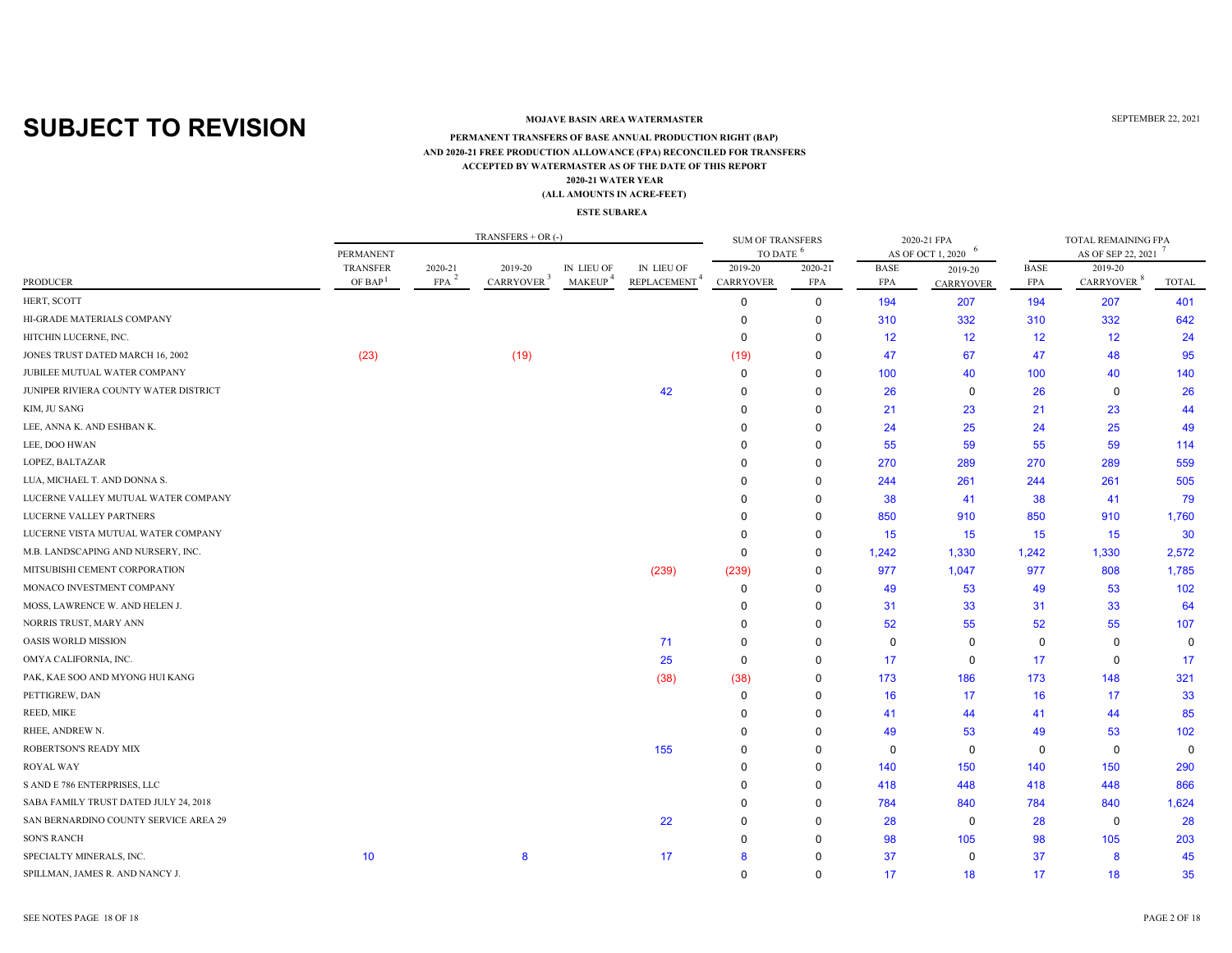# SUBJECT TO REVISION

**MOJAVE BASIN AREA WATERMASTER**

SEPTEMBER 22, 2021

**PERMANENT TRANSFERS OF BASE ANNUAL PRODUCTION RIGHT (BAP)**
**AND 2020-21 FREE PRODUCTION ALLOWANCE (FPA) RECONCILED FOR TRANSFERS**
**ACCEPTED BY WATERMASTER AS OF THE DATE OF THIS REPORT**
**2020-21 WATER YEAR**
**(ALL AMOUNTS IN ACRE-FEET)**

**ESTE SUBAREA**

| | TRANSFERS + OR (-) | | | | | SUM OF TRANSFERS TO DATE [6] | | 2020-21 FPA AS OF OCT 1, 2020 [6] | | TOTAL REMAINING FPA AS OF SEP 22, 2021 [7] | | |
|---|---|---|---|---|---|---|---|---|---|---|---|---|
| PRODUCER | PERMANENT TRANSFER OF BAP [1] | 2020-21 FPA [2] | 2019-20 CARRYOVER [3] | IN LIEU OF MAKEUP [4] | IN LIEU OF REPLACEMENT [4] | 2019-20 CARRYOVER | 2020-21 FPA | BASE FPA | 2019-20 CARRYOVER | BASE FPA | 2019-20 CARRYOVER [8] | TOTAL |
| HERT, SCOTT | | | | | | 0 | 0 | 194 | 207 | 194 | 207 | 401 |
| HI-GRADE MATERIALS COMPANY | | | | | | 0 | 0 | 310 | 332 | 310 | 332 | 642 |
| HITCHIN LUCERNE, INC. | | | | | | 0 | 0 | 12 | 12 | 12 | 12 | 24 |
| JONES TRUST DATED MARCH 16, 2002 | (23) | | (19) | | | (19) | 0 | 47 | 67 | 47 | 48 | 95 |
| JUBILEE MUTUAL WATER COMPANY | | | | | | 0 | 0 | 100 | 40 | 100 | 40 | 140 |
| JUNIPER RIVIERA COUNTY WATER DISTRICT | | | | | 42 | 0 | 0 | 26 | 0 | 26 | 0 | 26 |
| KIM, JU SANG | | | | | | 0 | 0 | 21 | 23 | 21 | 23 | 44 |
| LEE, ANNA K. AND ESHBAN K. | | | | | | 0 | 0 | 24 | 25 | 24 | 25 | 49 |
| LEE, DOO HWAN | | | | | | 0 | 0 | 55 | 59 | 55 | 59 | 114 |
| LOPEZ, BALTAZAR | | | | | | 0 | 0 | 270 | 289 | 270 | 289 | 559 |
| LUA, MICHAEL T. AND DONNA S. | | | | | | 0 | 0 | 244 | 261 | 244 | 261 | 505 |
| LUCERNE VALLEY MUTUAL WATER COMPANY | | | | | | 0 | 0 | 38 | 41 | 38 | 41 | 79 |
| LUCERNE VALLEY PARTNERS | | | | | | 0 | 0 | 850 | 910 | 850 | 910 | 1,760 |
| LUCERNE VISTA MUTUAL WATER COMPANY | | | | | | 0 | 0 | 15 | 15 | 15 | 15 | 30 |
| M.B. LANDSCAPING AND NURSERY, INC. | | | | | | 0 | 0 | 1,242 | 1,330 | 1,242 | 1,330 | 2,572 |
| MITSUBISHI CEMENT CORPORATION | | | | | (239) | (239) | 0 | 977 | 1,047 | 977 | 808 | 1,785 |
| MONACO INVESTMENT COMPANY | | | | | | 0 | 0 | 49 | 53 | 49 | 53 | 102 |
| MOSS, LAWRENCE W. AND HELEN J. | | | | | | 0 | 0 | 31 | 33 | 31 | 33 | 64 |
| NORRIS TRUST, MARY ANN | | | | | | 0 | 0 | 52 | 55 | 52 | 55 | 107 |
| OASIS WORLD MISSION | | | | | 71 | 0 | 0 | 0 | 0 | 0 | 0 | 0 |
| OMYA CALIFORNIA, INC. | | | | | 25 | 0 | 0 | 17 | 0 | 17 | 0 | 17 |
| PAK, KAE SOO AND MYONG HUI KANG | | | | | (38) | (38) | 0 | 173 | 186 | 173 | 148 | 321 |
| PETTIGREW, DAN | | | | | | 0 | 0 | 16 | 17 | 16 | 17 | 33 |
| REED, MIKE | | | | | | 0 | 0 | 41 | 44 | 41 | 44 | 85 |
| RHEE, ANDREW N. | | | | | | 0 | 0 | 49 | 53 | 49 | 53 | 102 |
| ROBERTSON'S READY MIX | | | | | 155 | 0 | 0 | 0 | 0 | 0 | 0 | 0 |
| ROYAL WAY | | | | | | 0 | 0 | 140 | 150 | 140 | 150 | 290 |
| S AND E 786 ENTERPRISES, LLC | | | | | | 0 | 0 | 418 | 448 | 418 | 448 | 866 |
| SABA FAMILY TRUST DATED JULY 24, 2018 | | | | | | 0 | 0 | 784 | 840 | 784 | 840 | 1,624 |
| SAN BERNARDINO COUNTY SERVICE AREA 29 | | | | | 22 | 0 | 0 | 28 | 0 | 28 | 0 | 28 |
| SON'S RANCH | | | | | | 0 | 0 | 98 | 105 | 98 | 105 | 203 |
| SPECIALTY MINERALS, INC. | 10 | | 8 | | 17 | 8 | 0 | 37 | 0 | 37 | 8 | 45 |
| SPILLMAN, JAMES R. AND NANCY J. | | | | | | 0 | 0 | 17 | 18 | 17 | 18 | 35 |

SEE NOTES PAGE 18 OF 18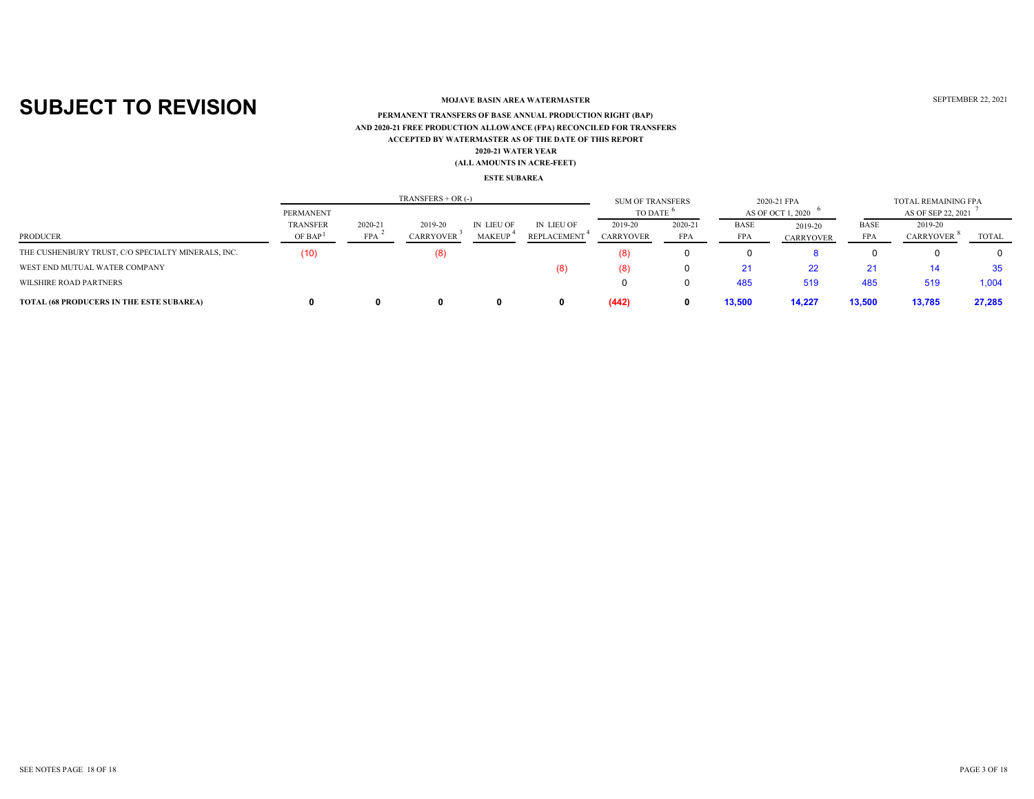# SUBJECT TO REVISION

**MOJAVE BASIN AREA WATERMASTER**

SEPTEMBER 22, 2021

**PERMANENT TRANSFERS OF BASE ANNUAL PRODUCTION RIGHT (BAP)**
**AND 2020-21 FREE PRODUCTION ALLOWANCE (FPA) RECONCILED FOR TRANSFERS**
**ACCEPTED BY WATERMASTER AS OF THE DATE OF THIS REPORT**
**2020-21 WATER YEAR**
**(ALL AMOUNTS IN ACRE-FEET)**

**ESTE SUBAREA**

| | TRANSFERS + OR (-) | | | | | SUM OF TRANSFERS TO DATE [6] | | 2020-21 FPA AS OF OCT 1, 2020 [6] | | TOTAL REMAINING FPA AS OF SEP 22, 2021 [7] | | |
|---|---|---|---|---|---|---|---|---|---|---|---|---|
| PRODUCER | PERMANENT TRANSFER OF BAP [1] | 2020-21 FPA [2] | 2019-20 CARRYOVER [3] | IN LIEU OF MAKEUP [4] | IN LIEU OF REPLACEMENT [4] | 2019-20 CARRYOVER | 2020-21 FPA | BASE FPA | 2019-20 CARRYOVER | BASE FPA | 2019-20 CARRYOVER [8] | TOTAL |
| THE CUSHENBURY TRUST, C/O SPECIALTY MINERALS, INC. | (10) | | (8) | | | (8) | 0 | 0 | 8 | 0 | 0 | 0 |
| WEST END MUTUAL WATER COMPANY | | | | | (8) | (8) | 0 | 21 | 22 | 21 | 14 | 35 |
| WILSHIRE ROAD PARTNERS | | | | | | 0 | 0 | 485 | 519 | 485 | 519 | 1,004 |
| **TOTAL (68 PRODUCERS IN THE ESTE SUBAREA)** | **0** | **0** | **0** | **0** | **0** | **(442)** | **0** | **13,500** | **14,227** | **13,500** | **13,785** | **27,285** |

SEE NOTES PAGE 18 OF 18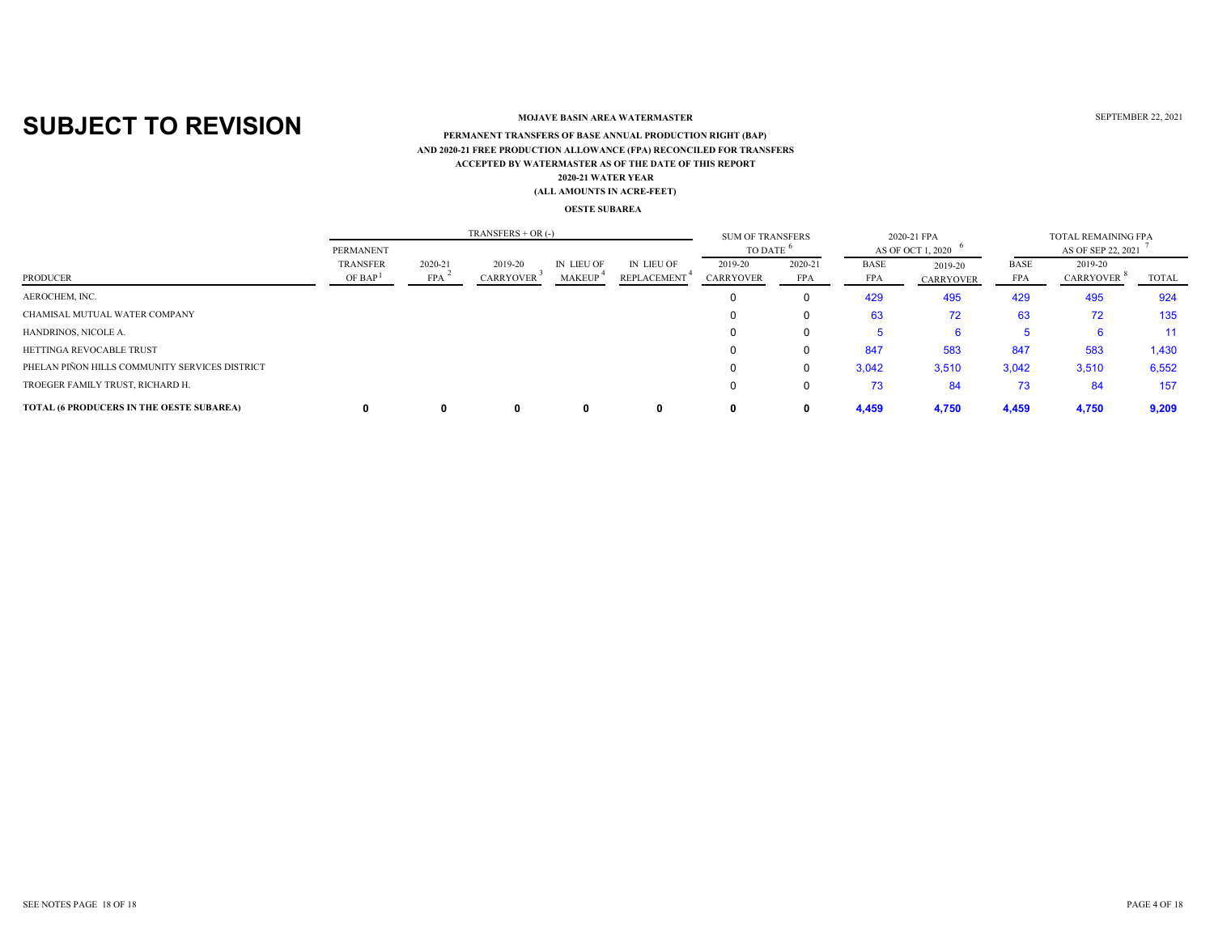# SUBJECT TO REVISION

**MOJAVE BASIN AREA WATERMASTER**

SEPTEMBER 22, 2021

**PERMANENT TRANSFERS OF BASE ANNUAL PRODUCTION RIGHT (BAP)**
**AND 2020-21 FREE PRODUCTION ALLOWANCE (FPA) RECONCILED FOR TRANSFERS**
**ACCEPTED BY WATERMASTER AS OF THE DATE OF THIS REPORT**
**2020-21 WATER YEAR**
**(ALL AMOUNTS IN ACRE-FEET)**

**OESTE SUBAREA**

| PRODUCER | TRANSFERS + OR (-) | | | | | SUM OF TRANSFERS TO DATE [6] | | 2020-21 FPA AS OF OCT 1, 2020 [6] | | TOTAL REMAINING FPA AS OF SEP 22, 2021 [7] | | |
|---|---|---|---|---|---|---|---|---|---|---|---|---|
| | PERMANENT TRANSFER OF BAP [1] | 2020-21 FPA [2] | 2019-20 CARRYOVER [3] | IN LIEU OF MAKEUP [4] | IN LIEU OF REPLACEMENT [4] | 2019-20 CARRYOVER | 2020-21 FPA | BASE FPA | 2019-20 CARRYOVER | BASE FPA | 2019-20 CARRYOVER [8] | TOTAL |
| AEROCHEM, INC. | | | | | | 0 | 0 | 429 | 495 | 429 | 495 | 924 |
| CHAMISAL MUTUAL WATER COMPANY | | | | | | 0 | 0 | 63 | 72 | 63 | 72 | 135 |
| HANDRINOS, NICOLE A. | | | | | | 0 | 0 | 5 | 6 | 5 | 6 | 11 |
| HETTINGA REVOCABLE TRUST | | | | | | 0 | 0 | 847 | 583 | 847 | 583 | 1,430 |
| PHELAN PIÑON HILLS COMMUNITY SERVICES DISTRICT | | | | | | 0 | 0 | 3,042 | 3,510 | 3,042 | 3,510 | 6,552 |
| TROEGER FAMILY TRUST, RICHARD H. | | | | | | 0 | 0 | 73 | 84 | 73 | 84 | 157 |
| **TOTAL (6 PRODUCERS IN THE OESTE SUBAREA)** | **0** | **0** | **0** | **0** | **0** | **0** | **0** | **4,459** | **4,750** | **4,459** | **4,750** | **9,209** |

SEE NOTES PAGE 18 OF 18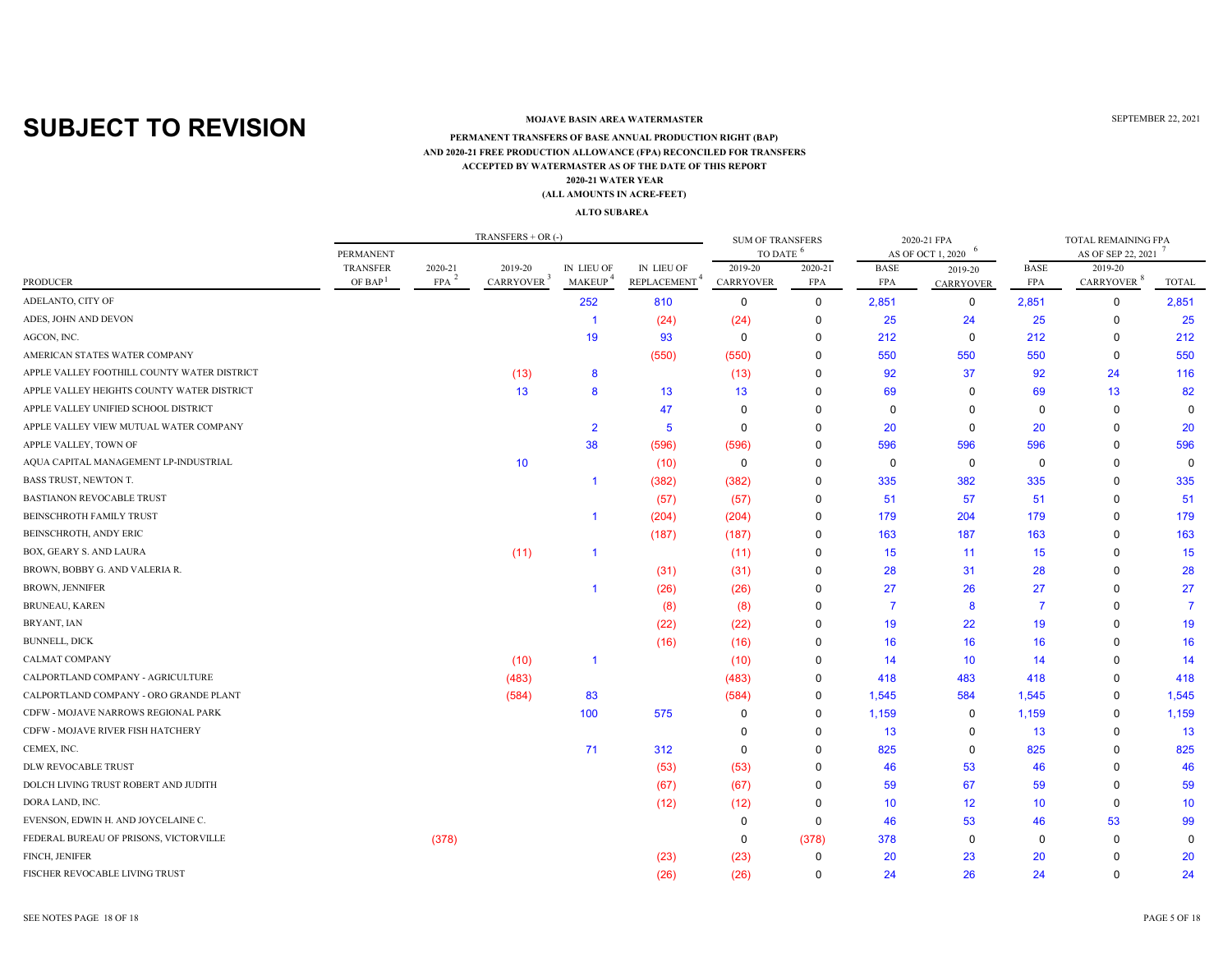# SUBJECT TO REVISION

**MOJAVE BASIN AREA WATERMASTER**

SEPTEMBER 22, 2021

**PERMANENT TRANSFERS OF BASE ANNUAL PRODUCTION RIGHT (BAP)**
**AND 2020-21 FREE PRODUCTION ALLOWANCE (FPA) RECONCILED FOR TRANSFERS**
**ACCEPTED BY WATERMASTER AS OF THE DATE OF THIS REPORT**
**2020-21 WATER YEAR**
**(ALL AMOUNTS IN ACRE-FEET)**

**ALTO SUBAREA**

| | TRANSFERS + OR (-) | | | | | SUM OF TRANSFERS TO DATE [6] | | 2020-21 FPA AS OF OCT 1, 2020 [6] | | TOTAL REMAINING FPA AS OF SEP 22, 2021 [7] | | |
|---|---|---|---|---|---|---|---|---|---|---|---|---|
| PRODUCER | PERMANENT TRANSFER OF BAP [1] | 2020-21 FPA [2] | 2019-20 CARRYOVER [3] | IN LIEU OF MAKEUP [4] | IN LIEU OF REPLACEMENT [4] | 2019-20 CARRYOVER | 2020-21 FPA | BASE FPA | 2019-20 CARRYOVER | BASE FPA | 2019-20 CARRYOVER [8] | TOTAL |
| ADELANTO, CITY OF | | | | 252 | 810 | 0 | 0 | 2,851 | 0 | 2,851 | 0 | 2,851 |
| ADES, JOHN AND DEVON | | | | 1 | (24) | (24) | 0 | 25 | 24 | 25 | 0 | 25 |
| AGCON, INC. | | | | 19 | 93 | 0 | 0 | 212 | 0 | 212 | 0 | 212 |
| AMERICAN STATES WATER COMPANY | | | | | (550) | (550) | 0 | 550 | 550 | 550 | 0 | 550 |
| APPLE VALLEY FOOTHILL COUNTY WATER DISTRICT | | | (13) | 8 | | (13) | 0 | 92 | 37 | 92 | 24 | 116 |
| APPLE VALLEY HEIGHTS COUNTY WATER DISTRICT | | | 13 | 8 | 13 | 13 | 0 | 69 | 0 | 69 | 13 | 82 |
| APPLE VALLEY UNIFIED SCHOOL DISTRICT | | | | | 47 | 0 | 0 | 0 | 0 | 0 | 0 | 0 |
| APPLE VALLEY VIEW MUTUAL WATER COMPANY | | | | 2 | 5 | 0 | 0 | 20 | 0 | 20 | 0 | 20 |
| APPLE VALLEY, TOWN OF | | | | 38 | (596) | (596) | 0 | 596 | 596 | 596 | 0 | 596 |
| AQUA CAPITAL MANAGEMENT LP-INDUSTRIAL | | | 10 | | (10) | 0 | 0 | 0 | 0 | 0 | 0 | 0 |
| BASS TRUST, NEWTON T. | | | | 1 | (382) | (382) | 0 | 335 | 382 | 335 | 0 | 335 |
| BASTIANON REVOCABLE TRUST | | | | | (57) | (57) | 0 | 51 | 57 | 51 | 0 | 51 |
| BEINSCHROTH FAMILY TRUST | | | | 1 | (204) | (204) | 0 | 179 | 204 | 179 | 0 | 179 |
| BEINSCHROTH, ANDY ERIC | | | | | (187) | (187) | 0 | 163 | 187 | 163 | 0 | 163 |
| BOX, GEARY S. AND LAURA | | | (11) | 1 | | (11) | 0 | 15 | 11 | 15 | 0 | 15 |
| BROWN, BOBBY G. AND VALERIA R. | | | | | (31) | (31) | 0 | 28 | 31 | 28 | 0 | 28 |
| BROWN, JENNIFER | | | | 1 | (26) | (26) | 0 | 27 | 26 | 27 | 0 | 27 |
| BRUNEAU, KAREN | | | | | (8) | (8) | 0 | 7 | 8 | 7 | 0 | 7 |
| BRYANT, IAN | | | | | (22) | (22) | 0 | 19 | 22 | 19 | 0 | 19 |
| BUNNELL, DICK | | | | | (16) | (16) | 0 | 16 | 16 | 16 | 0 | 16 |
| CALMAT COMPANY | | | (10) | 1 | | (10) | 0 | 14 | 10 | 14 | 0 | 14 |
| CALPORTLAND COMPANY - AGRICULTURE | | | (483) | | | (483) | 0 | 418 | 483 | 418 | 0 | 418 |
| CALPORTLAND COMPANY - ORO GRANDE PLANT | | | (584) | 83 | | (584) | 0 | 1,545 | 584 | 1,545 | 0 | 1,545 |
| CDFW - MOJAVE NARROWS REGIONAL PARK | | | | 100 | 575 | 0 | 0 | 1,159 | 0 | 1,159 | 0 | 1,159 |
| CDFW - MOJAVE RIVER FISH HATCHERY | | | | | | 0 | 0 | 13 | 0 | 13 | 0 | 13 |
| CEMEX, INC. | | | | 71 | 312 | 0 | 0 | 825 | 0 | 825 | 0 | 825 |
| DLW REVOCABLE TRUST | | | | | (53) | (53) | 0 | 46 | 53 | 46 | 0 | 46 |
| DOLCH LIVING TRUST ROBERT AND JUDITH | | | | | (67) | (67) | 0 | 59 | 67 | 59 | 0 | 59 |
| DORA LAND, INC. | | | | | (12) | (12) | 0 | 10 | 12 | 10 | 0 | 10 |
| EVENSON, EDWIN H. AND JOYCELAINE C. | | | | | | 0 | 0 | 46 | 53 | 46 | 53 | 99 |
| FEDERAL BUREAU OF PRISONS, VICTORVILLE | | (378) | | | | 0 | (378) | 378 | 0 | 0 | 0 | 0 |
| FINCH, JENIFER | | | | | (23) | (23) | 0 | 20 | 23 | 20 | 0 | 20 |
| FISCHER REVOCABLE LIVING TRUST | | | | | (26) | (26) | 0 | 24 | 26 | 24 | 0 | 24 |

SEE NOTES PAGE 18 OF 18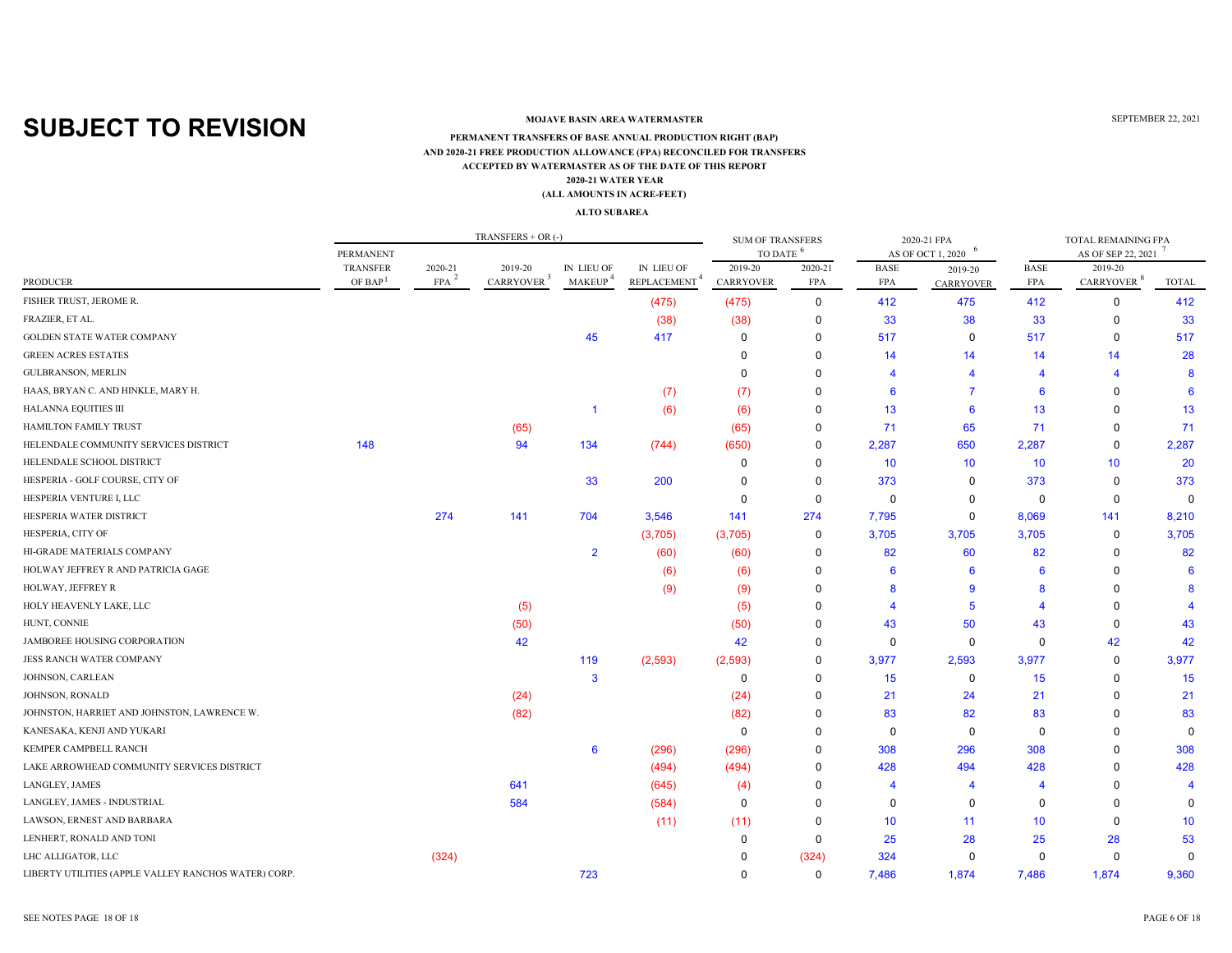# SUBJECT TO REVISION

SEPTEMBER 22, 2021

**MOJAVE BASIN AREA WATERMASTER**

**PERMANENT TRANSFERS OF BASE ANNUAL PRODUCTION RIGHT (BAP)**
**AND 2020-21 FREE PRODUCTION ALLOWANCE (FPA) RECONCILED FOR TRANSFERS**
**ACCEPTED BY WATERMASTER AS OF THE DATE OF THIS REPORT**
**2020-21 WATER YEAR**
**(ALL AMOUNTS IN ACRE-FEET)**

**ALTO SUBAREA**

| | TRANSFERS + OR (-) | | | | | SUM OF TRANSFERS TO DATE [6] | | 2020-21 FPA AS OF OCT 1, 2020 [6] | | TOTAL REMAINING FPA AS OF SEP 22, 2021 [7] | | |
|---|---|---|---|---|---|---|---|---|---|---|---|---|
| PRODUCER | PERMANENT TRANSFER OF BAP [1] | 2020-21 FPA [2] | 2019-20 CARRYOVER [3] | IN LIEU OF MAKEUP [4] | IN LIEU OF REPLACEMENT [4] | 2019-20 CARRYOVER | 2020-21 FPA | BASE FPA | 2019-20 CARRYOVER | BASE FPA | 2019-20 CARRYOVER [8] | TOTAL |
| FISHER TRUST, JEROME R. | | | | | (475) | (475) | 0 | 412 | 475 | 412 | 0 | 412 |
| FRAZIER, ET AL. | | | | | (38) | (38) | 0 | 33 | 38 | 33 | 0 | 33 |
| GOLDEN STATE WATER COMPANY | | | | 45 | 417 | 0 | 0 | 517 | 0 | 517 | 0 | 517 |
| GREEN ACRES ESTATES | | | | | | 0 | 0 | 14 | 14 | 14 | 14 | 28 |
| GULBRANSON, MERLIN | | | | | | 0 | 0 | 4 | 4 | 4 | 4 | 8 |
| HAAS, BRYAN C. AND HINKLE, MARY H. | | | | | (7) | (7) | 0 | 6 | 7 | 6 | 0 | 6 |
| HALANNA EQUITIES III | | | | 1 | (6) | (6) | 0 | 13 | 6 | 13 | 0 | 13 |
| HAMILTON FAMILY TRUST | | | (65) | | | (65) | 0 | 71 | 65 | 71 | 0 | 71 |
| HELENDALE COMMUNITY SERVICES DISTRICT | 148 | | 94 | 134 | (744) | (650) | 0 | 2,287 | 650 | 2,287 | 0 | 2,287 |
| HELENDALE SCHOOL DISTRICT | | | | | | 0 | 0 | 10 | 10 | 10 | 10 | 20 |
| HESPERIA - GOLF COURSE, CITY OF | | | | 33 | 200 | 0 | 0 | 373 | 0 | 373 | 0 | 373 |
| HESPERIA VENTURE I, LLC | | | | | | 0 | 0 | 0 | 0 | 0 | 0 | 0 |
| HESPERIA WATER DISTRICT | | 274 | 141 | 704 | 3,546 | 141 | 274 | 7,795 | 0 | 8,069 | 141 | 8,210 |
| HESPERIA, CITY OF | | | | | (3,705) | (3,705) | 0 | 3,705 | 3,705 | 3,705 | 0 | 3,705 |
| HI-GRADE MATERIALS COMPANY | | | | 2 | (60) | (60) | 0 | 82 | 60 | 82 | 0 | 82 |
| HOLWAY JEFFREY R AND PATRICIA GAGE | | | | | (6) | (6) | 0 | 6 | 6 | 6 | 0 | 6 |
| HOLWAY, JEFFREY R | | | | | (9) | (9) | 0 | 8 | 9 | 8 | 0 | 8 |
| HOLY HEAVENLY LAKE, LLC | | | (5) | | | (5) | 0 | 4 | 5 | 4 | 0 | 4 |
| HUNT, CONNIE | | | (50) | | | (50) | 0 | 43 | 50 | 43 | 0 | 43 |
| JAMBOREE HOUSING CORPORATION | | | 42 | | | 42 | 0 | 0 | 0 | 0 | 42 | 42 |
| JESS RANCH WATER COMPANY | | | | 119 | (2,593) | (2,593) | 0 | 3,977 | 2,593 | 3,977 | 0 | 3,977 |
| JOHNSON, CARLEAN | | | | 3 | | 0 | 0 | 15 | 0 | 15 | 0 | 15 |
| JOHNSON, RONALD | | | (24) | | | (24) | 0 | 21 | 24 | 21 | 0 | 21 |
| JOHNSTON, HARRIET AND JOHNSTON, LAWRENCE W. | | | (82) | | | (82) | 0 | 83 | 82 | 83 | 0 | 83 |
| KANESAKA, KENJI AND YUKARI | | | | | | 0 | 0 | 0 | 0 | 0 | 0 | 0 |
| KEMPER CAMPBELL RANCH | | | | 6 | (296) | (296) | 0 | 308 | 296 | 308 | 0 | 308 |
| LAKE ARROWHEAD COMMUNITY SERVICES DISTRICT | | | | | (494) | (494) | 0 | 428 | 494 | 428 | 0 | 428 |
| LANGLEY, JAMES | | | 641 | | (645) | (4) | 0 | 4 | 4 | 4 | 0 | 4 |
| LANGLEY, JAMES - INDUSTRIAL | | | 584 | | (584) | 0 | 0 | 0 | 0 | 0 | 0 | 0 |
| LAWSON, ERNEST AND BARBARA | | | | | (11) | (11) | 0 | 10 | 11 | 10 | 0 | 10 |
| LENHERT, RONALD AND TONI | | | | | | 0 | 0 | 25 | 28 | 25 | 28 | 53 |
| LHC ALLIGATOR, LLC | | (324) | | | | 0 | (324) | 324 | 0 | 0 | 0 | 0 |
| LIBERTY UTILITIES (APPLE VALLEY RANCHOS WATER) CORP. | | | | 723 | | 0 | 0 | 7,486 | 1,874 | 7,486 | 1,874 | 9,360 |

SEE NOTES PAGE 18 OF 18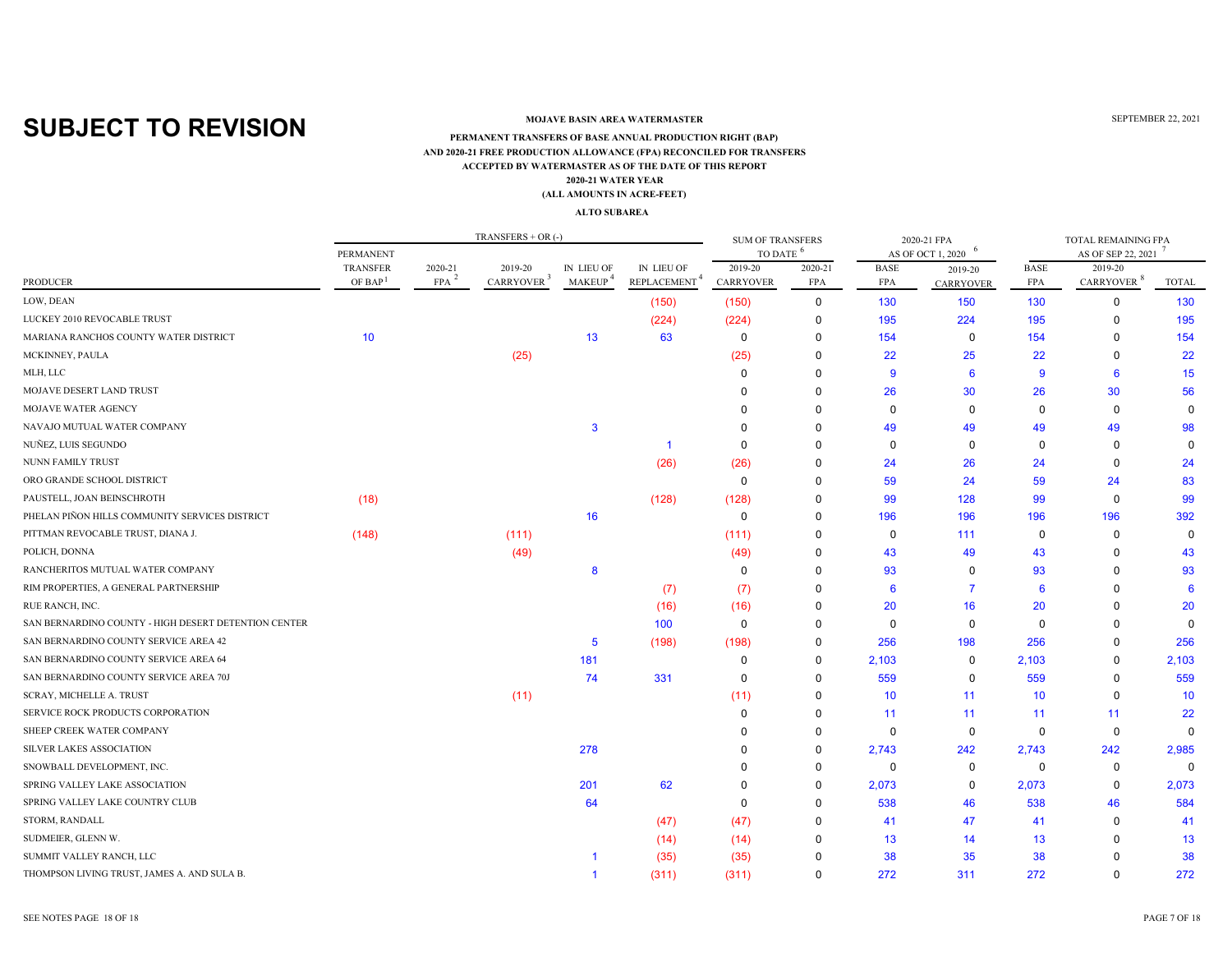# SUBJECT TO REVISION

**MOJAVE BASIN AREA WATERMASTER**

SEPTEMBER 22, 2021

**PERMANENT TRANSFERS OF BASE ANNUAL PRODUCTION RIGHT (BAP)**
**AND 2020-21 FREE PRODUCTION ALLOWANCE (FPA) RECONCILED FOR TRANSFERS**
**ACCEPTED BY WATERMASTER AS OF THE DATE OF THIS REPORT**
**2020-21 WATER YEAR**
**(ALL AMOUNTS IN ACRE-FEET)**

**ALTO SUBAREA**

| | TRANSFERS + OR (-) | | | | | SUM OF TRANSFERS TO DATE [6] | | 2020-21 FPA AS OF OCT 1, 2020 [6] | | TOTAL REMAINING FPA AS OF SEP 22, 2021 [7] | | |
|---|---|---|---|---|---|---|---|---|---|---|---|---|
| PRODUCER | PERMANENT TRANSFER OF BAP [1] | 2020-21 FPA [2] | 2019-20 CARRYOVER [3] | IN LIEU OF MAKEUP [4] | IN LIEU OF REPLACEMENT [4] | 2019-20 CARRYOVER | 2020-21 FPA | BASE FPA | 2019-20 CARRYOVER | BASE FPA | 2019-20 CARRYOVER [8] | TOTAL |
| LOW, DEAN | | | | | (150) | (150) | 0 | 130 | 150 | 130 | 0 | 130 |
| LUCKEY 2010 REVOCABLE TRUST | | | | | (224) | (224) | 0 | 195 | 224 | 195 | 0 | 195 |
| MARIANA RANCHOS COUNTY WATER DISTRICT | 10 | | | 13 | 63 | 0 | 0 | 154 | 0 | 154 | 0 | 154 |
| MCKINNEY, PAULA | | | (25) | | | (25) | 0 | 22 | 25 | 22 | 0 | 22 |
| MLH, LLC | | | | | | 0 | 0 | 9 | 6 | 9 | 6 | 15 |
| MOJAVE DESERT LAND TRUST | | | | | | 0 | 0 | 26 | 30 | 26 | 30 | 56 |
| MOJAVE WATER AGENCY | | | | | | 0 | 0 | 0 | 0 | 0 | 0 | 0 |
| NAVAJO MUTUAL WATER COMPANY | | | | 3 | | 0 | 0 | 49 | 49 | 49 | 49 | 98 |
| NUÑEZ, LUIS SEGUNDO | | | | | 1 | 0 | 0 | 0 | 0 | 0 | 0 | 0 |
| NUNN FAMILY TRUST | | | | | (26) | (26) | 0 | 24 | 26 | 24 | 0 | 24 |
| ORO GRANDE SCHOOL DISTRICT | | | | | | 0 | 0 | 59 | 24 | 59 | 24 | 83 |
| PAUSTELL, JOAN BEINSCHROTH | (18) | | | | (128) | (128) | 0 | 99 | 128 | 99 | 0 | 99 |
| PHELAN PIÑON HILLS COMMUNITY SERVICES DISTRICT | | | | 16 | | 0 | 0 | 196 | 196 | 196 | 196 | 392 |
| PITTMAN REVOCABLE TRUST, DIANA J. | (148) | | (111) | | | (111) | 0 | 0 | 111 | 0 | 0 | 0 |
| POLICH, DONNA | | | (49) | | | (49) | 0 | 43 | 49 | 43 | 0 | 43 |
| RANCHERITOS MUTUAL WATER COMPANY | | | | 8 | | 0 | 0 | 93 | 0 | 93 | 0 | 93 |
| RIM PROPERTIES, A GENERAL PARTNERSHIP | | | | | (7) | (7) | 0 | 6 | 7 | 6 | 0 | 6 |
| RUE RANCH, INC. | | | | | (16) | (16) | 0 | 20 | 16 | 20 | 0 | 20 |
| SAN BERNARDINO COUNTY - HIGH DESERT DETENTION CENTER | | | | | 100 | 0 | 0 | 0 | 0 | 0 | 0 | 0 |
| SAN BERNARDINO COUNTY SERVICE AREA 42 | | | | 5 | (198) | (198) | 0 | 256 | 198 | 256 | 0 | 256 |
| SAN BERNARDINO COUNTY SERVICE AREA 64 | | | | 181 | | 0 | 0 | 2,103 | 0 | 2,103 | 0 | 2,103 |
| SAN BERNARDINO COUNTY SERVICE AREA 70J | | | | 74 | 331 | 0 | 0 | 559 | 0 | 559 | 0 | 559 |
| SCRAY, MICHELLE A. TRUST | | | (11) | | | (11) | 0 | 10 | 11 | 10 | 0 | 10 |
| SERVICE ROCK PRODUCTS CORPORATION | | | | | | 0 | 0 | 11 | 11 | 11 | 11 | 22 |
| SHEEP CREEK WATER COMPANY | | | | | | 0 | 0 | 0 | 0 | 0 | 0 | 0 |
| SILVER LAKES ASSOCIATION | | | | 278 | | 0 | 0 | 2,743 | 242 | 2,743 | 242 | 2,985 |
| SNOWBALL DEVELOPMENT, INC. | | | | | | 0 | 0 | 0 | 0 | 0 | 0 | 0 |
| SPRING VALLEY LAKE ASSOCIATION | | | | 201 | 62 | 0 | 0 | 2,073 | 0 | 2,073 | 0 | 2,073 |
| SPRING VALLEY LAKE COUNTRY CLUB | | | | 64 | | 0 | 0 | 538 | 46 | 538 | 46 | 584 |
| STORM, RANDALL | | | | | (47) | (47) | 0 | 41 | 47 | 41 | 0 | 41 |
| SUDMEIER, GLENN W. | | | | | (14) | (14) | 0 | 13 | 14 | 13 | 0 | 13 |
| SUMMIT VALLEY RANCH, LLC | | | | 1 | (35) | (35) | 0 | 38 | 35 | 38 | 0 | 38 |
| THOMPSON LIVING TRUST, JAMES A. AND SULA B. | | | | 1 | (311) | (311) | 0 | 272 | 311 | 272 | 0 | 272 |

SEE NOTES PAGE 18 OF 18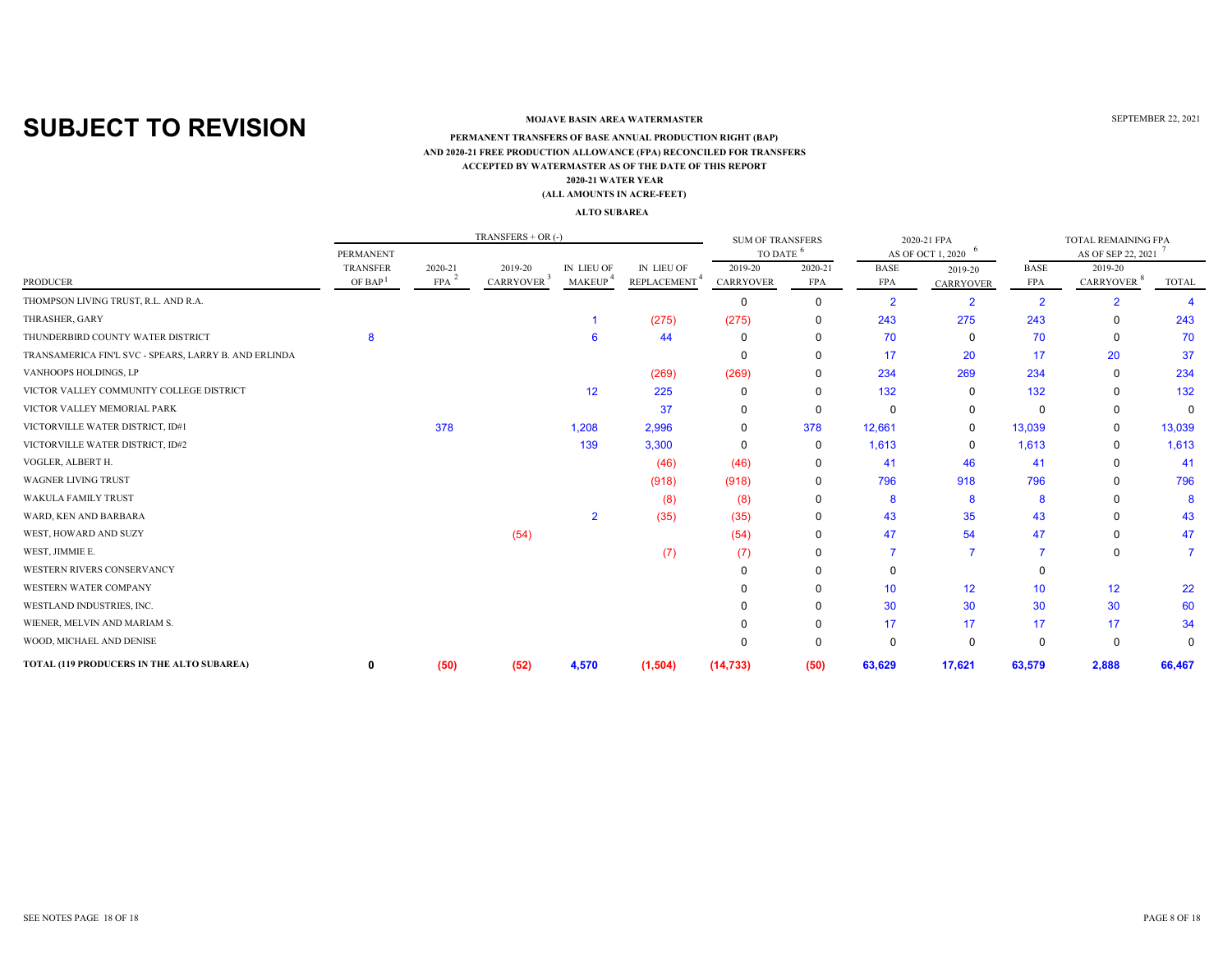# SUBJECT TO REVISION

SEPTEMBER 22, 2021

**MOJAVE BASIN AREA WATERMASTER**

**PERMANENT TRANSFERS OF BASE ANNUAL PRODUCTION RIGHT (BAP)**
**AND 2020-21 FREE PRODUCTION ALLOWANCE (FPA) RECONCILED FOR TRANSFERS**
**ACCEPTED BY WATERMASTER AS OF THE DATE OF THIS REPORT**
**2020-21 WATER YEAR**
**(ALL AMOUNTS IN ACRE-FEET)**

**ALTO SUBAREA**

| | TRANSFERS + OR (-) | | | | | SUM OF TRANSFERS TO DATE [6] | | 2020-21 FPA AS OF OCT 1, 2020 [6] | | TOTAL REMAINING FPA AS OF SEP 22, 2021 [7] | | |
|---|---|---|---|---|---|---|---|---|---|---|---|---|
| PRODUCER | PERMANENT TRANSFER OF BAP [1] | 2020-21 FPA [2] | 2019-20 CARRYOVER [3] | IN LIEU OF MAKEUP [4] | IN LIEU OF REPLACEMENT [4] | 2019-20 CARRYOVER | 2020-21 FPA | BASE FPA | 2019-20 CARRYOVER | BASE FPA | 2019-20 CARRYOVER [8] | TOTAL |
| THOMPSON LIVING TRUST, R.L. AND R.A. | | | | | | 0 | 0 | 2 | 2 | 2 | 2 | 4 |
| THRASHER, GARY | | | | 1 | (275) | (275) | 0 | 243 | 275 | 243 | 0 | 243 |
| THUNDERBIRD COUNTY WATER DISTRICT | 8 | | | 6 | 44 | 0 | 0 | 70 | 0 | 70 | 0 | 70 |
| TRANSAMERICA FIN'L SVC - SPEARS, LARRY B. AND ERLINDA | | | | | | 0 | 0 | 17 | 20 | 17 | 20 | 37 |
| VANHOOPS HOLDINGS, LP | | | | | (269) | (269) | 0 | 234 | 269 | 234 | 0 | 234 |
| VICTOR VALLEY COMMUNITY COLLEGE DISTRICT | | | | 12 | 225 | 0 | 0 | 132 | 0 | 132 | 0 | 132 |
| VICTOR VALLEY MEMORIAL PARK | | | | | 37 | 0 | 0 | 0 | 0 | 0 | 0 | 0 |
| VICTORVILLE WATER DISTRICT, ID#1 | | 378 | | 1,208 | 2,996 | 0 | 378 | 12,661 | 0 | 13,039 | 0 | 13,039 |
| VICTORVILLE WATER DISTRICT, ID#2 | | | | 139 | 3,300 | 0 | 0 | 1,613 | 0 | 1,613 | 0 | 1,613 |
| VOGLER, ALBERT H. | | | | | (46) | (46) | 0 | 41 | 46 | 41 | 0 | 41 |
| WAGNER LIVING TRUST | | | | | (918) | (918) | 0 | 796 | 918 | 796 | 0 | 796 |
| WAKULA FAMILY TRUST | | | | | (8) | (8) | 0 | 8 | 8 | 8 | 0 | 8 |
| WARD, KEN AND BARBARA | | | | 2 | (35) | (35) | 0 | 43 | 35 | 43 | 0 | 43 |
| WEST, HOWARD AND SUZY | | | (54) | | | (54) | 0 | 47 | 54 | 47 | 0 | 47 |
| WEST, JIMMIE E. | | | | | (7) | (7) | 0 | 7 | 7 | 7 | 0 | 7 |
| WESTERN RIVERS CONSERVANCY | | | | | | 0 | 0 | 0 | | 0 | | |
| WESTERN WATER COMPANY | | | | | | 0 | 0 | 10 | 12 | 10 | 12 | 22 |
| WESTLAND INDUSTRIES, INC. | | | | | | 0 | 0 | 30 | 30 | 30 | 30 | 60 |
| WIENER, MELVIN AND MARIAM S. | | | | | | 0 | 0 | 17 | 17 | 17 | 17 | 34 |
| WOOD, MICHAEL AND DENISE | | | | | | 0 | 0 | 0 | 0 | 0 | 0 | 0 |
| **TOTAL (119 PRODUCERS IN THE ALTO SUBAREA)** | **0** | **(50)** | **(52)** | **4,570** | **(1,504)** | **(14,733)** | **(50)** | **63,629** | **17,621** | **63,579** | **2,888** | **66,467** |

SEE NOTES PAGE 18 OF 18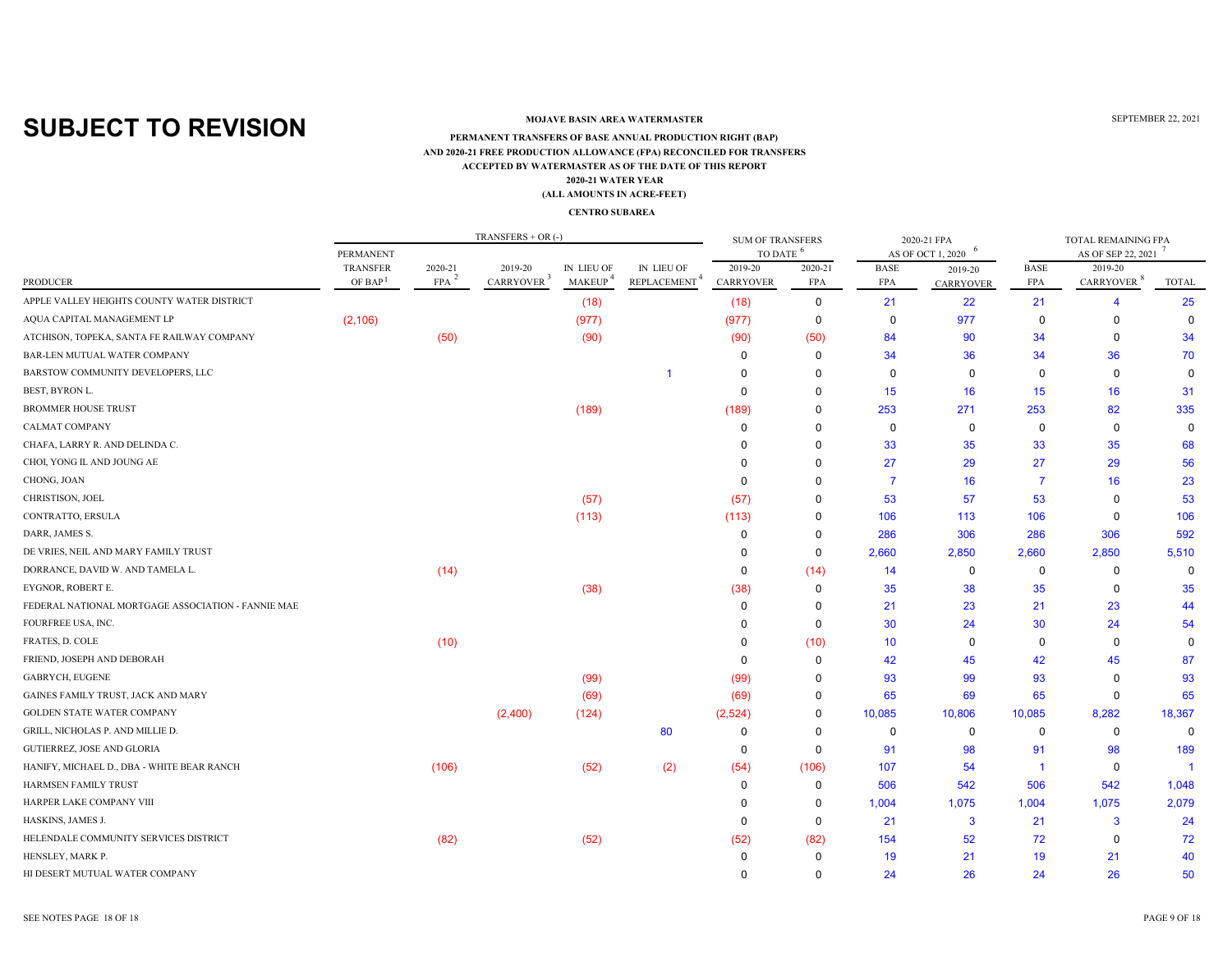# SUBJECT TO REVISION

**MOJAVE BASIN AREA WATERMASTER**

SEPTEMBER 22, 2021

**PERMANENT TRANSFERS OF BASE ANNUAL PRODUCTION RIGHT (BAP)**
**AND 2020-21 FREE PRODUCTION ALLOWANCE (FPA) RECONCILED FOR TRANSFERS**
**ACCEPTED BY WATERMASTER AS OF THE DATE OF THIS REPORT**
**2020-21 WATER YEAR**
**(ALL AMOUNTS IN ACRE-FEET)**

**CENTRO SUBAREA**

| | TRANSFERS + OR (-) | | | | | SUM OF TRANSFERS TO DATE [6] | | 2020-21 FPA AS OF OCT 1, 2020 [6] | | TOTAL REMAINING FPA AS OF SEP 22, 2021 [7] | | |
|---|---|---|---|---|---|---|---|---|---|---|---|---|
| PRODUCER | PERMANENT TRANSFER OF BAP [1] | 2020-21 FPA [2] | 2019-20 CARRYOVER [3] | IN LIEU OF MAKEUP [4] | IN LIEU OF REPLACEMENT [4] | 2019-20 CARRYOVER | 2020-21 FPA | BASE FPA | 2019-20 CARRYOVER | BASE FPA | 2019-20 CARRYOVER [8] | TOTAL |
| APPLE VALLEY HEIGHTS COUNTY WATER DISTRICT | | | | (18) | | (18) | 0 | 21 | 22 | 21 | 4 | 25 |
| AQUA CAPITAL MANAGEMENT LP | (2,106) | | | (977) | | (977) | 0 | 0 | 977 | 0 | 0 | 0 |
| ATCHISON, TOPEKA, SANTA FE RAILWAY COMPANY | | (50) | | (90) | | (90) | (50) | 84 | 90 | 34 | 0 | 34 |
| BAR-LEN MUTUAL WATER COMPANY | | | | | | 0 | 0 | 34 | 36 | 34 | 36 | 70 |
| BARSTOW COMMUNITY DEVELOPERS, LLC | | | | | 1 | 0 | 0 | 0 | 0 | 0 | 0 | 0 |
| BEST, BYRON L. | | | | | | 0 | 0 | 15 | 16 | 15 | 16 | 31 |
| BROMMER HOUSE TRUST | | | | (189) | | (189) | 0 | 253 | 271 | 253 | 82 | 335 |
| CALMAT COMPANY | | | | | | 0 | 0 | 0 | 0 | 0 | 0 | 0 |
| CHAFA, LARRY R. AND DELINDA C. | | | | | | 0 | 0 | 33 | 35 | 33 | 35 | 68 |
| CHOI, YONG IL AND JOUNG AE | | | | | | 0 | 0 | 27 | 29 | 27 | 29 | 56 |
| CHONG, JOAN | | | | | | 0 | 0 | 7 | 16 | 7 | 16 | 23 |
| CHRISTISON, JOEL | | | | (57) | | (57) | 0 | 53 | 57 | 53 | 0 | 53 |
| CONTRATTO, ERSULA | | | | (113) | | (113) | 0 | 106 | 113 | 106 | 0 | 106 |
| DARR, JAMES S. | | | | | | 0 | 0 | 286 | 306 | 286 | 306 | 592 |
| DE VRIES, NEIL AND MARY FAMILY TRUST | | | | | | 0 | 0 | 2,660 | 2,850 | 2,660 | 2,850 | 5,510 |
| DORRANCE, DAVID W. AND TAMELA L. | | (14) | | | | 0 | (14) | 14 | 0 | 0 | 0 | 0 |
| EYGNOR, ROBERT E. | | | | (38) | | (38) | 0 | 35 | 38 | 35 | 0 | 35 |
| FEDERAL NATIONAL MORTGAGE ASSOCIATION - FANNIE MAE | | | | | | 0 | 0 | 21 | 23 | 21 | 23 | 44 |
| FOURFREE USA, INC. | | | | | | 0 | 0 | 30 | 24 | 30 | 24 | 54 |
| FRATES, D. COLE | | (10) | | | | 0 | (10) | 10 | 0 | 0 | 0 | 0 |
| FRIEND, JOSEPH AND DEBORAH | | | | | | 0 | 0 | 42 | 45 | 42 | 45 | 87 |
| GABRYCH, EUGENE | | | | (99) | | (99) | 0 | 93 | 99 | 93 | 0 | 93 |
| GAINES FAMILY TRUST, JACK AND MARY | | | | (69) | | (69) | 0 | 65 | 69 | 65 | 0 | 65 |
| GOLDEN STATE WATER COMPANY | | | (2,400) | (124) | | (2,524) | 0 | 10,085 | 10,806 | 10,085 | 8,282 | 18,367 |
| GRILL, NICHOLAS P. AND MILLIE D. | | | | | 80 | 0 | 0 | 0 | 0 | 0 | 0 | 0 |
| GUTIERREZ, JOSE AND GLORIA | | | | | | 0 | 0 | 91 | 98 | 91 | 98 | 189 |
| HANIFY, MICHAEL D., DBA - WHITE BEAR RANCH | | (106) | | (52) | (2) | (54) | (106) | 107 | 54 | 1 | 0 | 1 |
| HARMSEN FAMILY TRUST | | | | | | 0 | 0 | 506 | 542 | 506 | 542 | 1,048 |
| HARPER LAKE COMPANY VIII | | | | | | 0 | 0 | 1,004 | 1,075 | 1,004 | 1,075 | 2,079 |
| HASKINS, JAMES J. | | | | | | 0 | 0 | 21 | 3 | 21 | 3 | 24 |
| HELENDALE COMMUNITY SERVICES DISTRICT | | (82) | | (52) | | (52) | (82) | 154 | 52 | 72 | 0 | 72 |
| HENSLEY, MARK P. | | | | | | 0 | 0 | 19 | 21 | 19 | 21 | 40 |
| HI DESERT MUTUAL WATER COMPANY | | | | | | 0 | 0 | 24 | 26 | 24 | 26 | 50 |

SEE NOTES PAGE 18 OF 18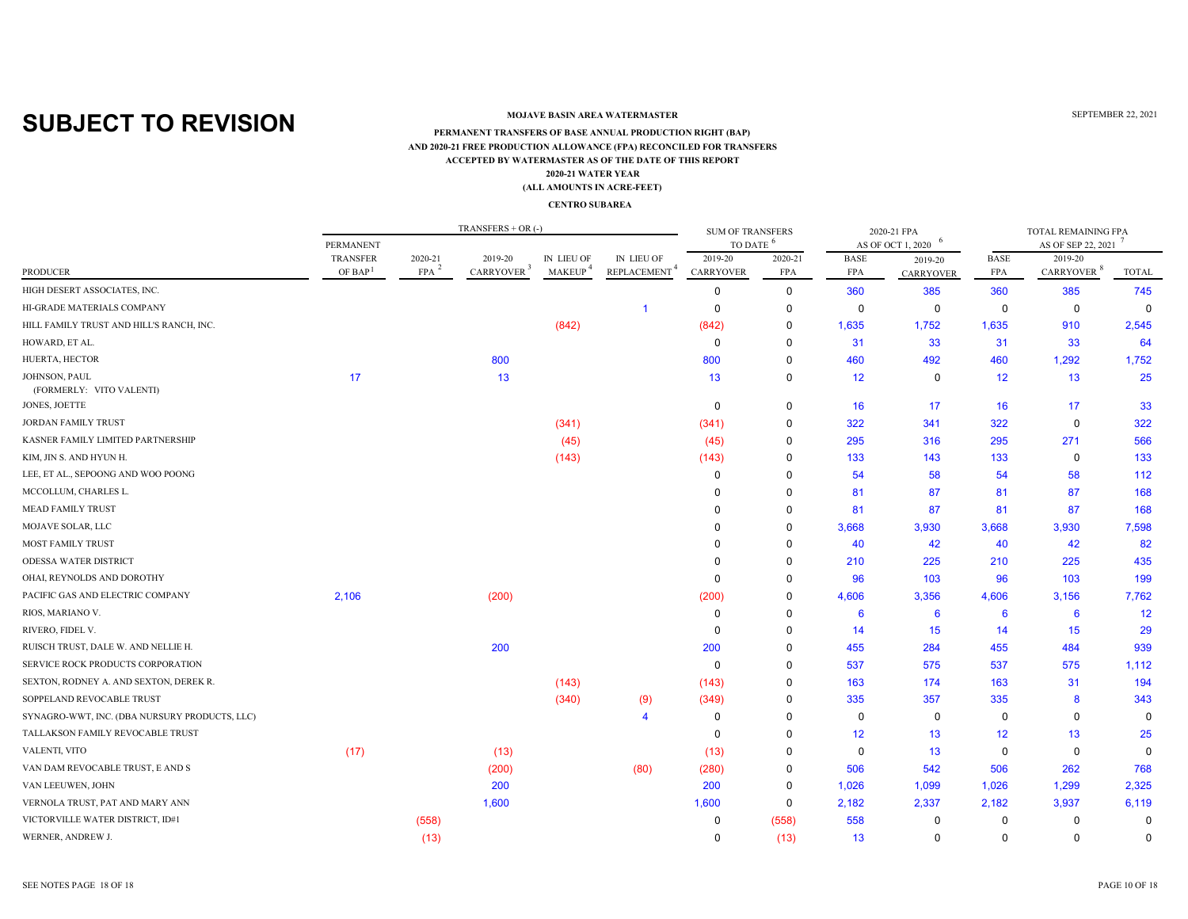**SUBJECT TO REVISION**

SEPTEMBER 22, 2021

**MOJAVE BASIN AREA WATERMASTER**

**PERMANENT TRANSFERS OF BASE ANNUAL PRODUCTION RIGHT (BAP)**
**AND 2020-21 FREE PRODUCTION ALLOWANCE (FPA) RECONCILED FOR TRANSFERS**
**ACCEPTED BY WATERMASTER AS OF THE DATE OF THIS REPORT**
**2020-21 WATER YEAR**
**(ALL AMOUNTS IN ACRE-FEET)**

**CENTRO SUBAREA**

| | TRANSFERS + OR (-) | | | | | SUM OF TRANSFERS TO DATE [6] | | 2020-21 FPA AS OF OCT 1, 2020 [6] | | TOTAL REMAINING FPA AS OF SEP 22, 2021 [7] | | |
|---|---|---|---|---|---|---|---|---|---|---|---|---|
| PRODUCER | PERMANENT TRANSFER OF BAP [1] | 2020-21 FPA [2] | 2019-20 CARRYOVER [3] | IN LIEU OF MAKEUP [4] | IN LIEU OF REPLACEMENT [4] | 2019-20 CARRYOVER | 2020-21 FPA | BASE FPA | 2019-20 CARRYOVER | BASE FPA | 2019-20 CARRYOVER [8] | TOTAL |
| HIGH DESERT ASSOCIATES, INC. | | | | | | 0 | 0 | 360 | 385 | 360 | 385 | 745 |
| HI-GRADE MATERIALS COMPANY | | | | | 1 | 0 | 0 | 0 | 0 | 0 | 0 | 0 |
| HILL FAMILY TRUST AND HILL'S RANCH, INC. | | | | (842) | | (842) | 0 | 1,635 | 1,752 | 1,635 | 910 | 2,545 |
| HOWARD, ET AL. | | | | | | 0 | 0 | 31 | 33 | 31 | 33 | 64 |
| HUERTA, HECTOR | | | 800 | | | 800 | 0 | 460 | 492 | 460 | 1,292 | 1,752 |
| JOHNSON, PAUL (FORMERLY: VITO VALENTI) | 17 | | 13 | | | 13 | 0 | 12 | 0 | 12 | 13 | 25 |
| JONES, JOETTE | | | | | | 0 | 0 | 16 | 17 | 16 | 17 | 33 |
| JORDAN FAMILY TRUST | | | | (341) | | (341) | 0 | 322 | 341 | 322 | 0 | 322 |
| KASNER FAMILY LIMITED PARTNERSHIP | | | | (45) | | (45) | 0 | 295 | 316 | 295 | 271 | 566 |
| KIM, JIN S. AND HYUN H. | | | | (143) | | (143) | 0 | 133 | 143 | 133 | 0 | 133 |
| LEE, ET AL., SEPOONG AND WOO POONG | | | | | | 0 | 0 | 54 | 58 | 54 | 58 | 112 |
| MCCOLLUM, CHARLES L. | | | | | | 0 | 0 | 81 | 87 | 81 | 87 | 168 |
| MEAD FAMILY TRUST | | | | | | 0 | 0 | 81 | 87 | 81 | 87 | 168 |
| MOJAVE SOLAR, LLC | | | | | | 0 | 0 | 3,668 | 3,930 | 3,668 | 3,930 | 7,598 |
| MOST FAMILY TRUST | | | | | | 0 | 0 | 40 | 42 | 40 | 42 | 82 |
| ODESSA WATER DISTRICT | | | | | | 0 | 0 | 210 | 225 | 210 | 225 | 435 |
| OHAI, REYNOLDS AND DOROTHY | | | | | | 0 | 0 | 96 | 103 | 96 | 103 | 199 |
| PACIFIC GAS AND ELECTRIC COMPANY | 2,106 | | (200) | | | (200) | 0 | 4,606 | 3,356 | 4,606 | 3,156 | 7,762 |
| RIOS, MARIANO V. | | | | | | 0 | 0 | 6 | 6 | 6 | 6 | 12 |
| RIVERO, FIDEL V. | | | | | | 0 | 0 | 14 | 15 | 14 | 15 | 29 |
| RUISCH TRUST, DALE W. AND NELLIE H. | | | 200 | | | 200 | 0 | 455 | 284 | 455 | 484 | 939 |
| SERVICE ROCK PRODUCTS CORPORATION | | | | | | 0 | 0 | 537 | 575 | 537 | 575 | 1,112 |
| SEXTON, RODNEY A. AND SEXTON, DEREK R. | | | | (143) | | (143) | 0 | 163 | 174 | 163 | 31 | 194 |
| SOPPELAND REVOCABLE TRUST | | | | (340) | (9) | (349) | 0 | 335 | 357 | 335 | 8 | 343 |
| SYNAGRO-WWT, INC. (DBA NURSURY PRODUCTS, LLC) | | | | | 4 | 0 | 0 | 0 | 0 | 0 | 0 | 0 |
| TALLAKSON FAMILY REVOCABLE TRUST | | | | | | 0 | 0 | 12 | 13 | 12 | 13 | 25 |
| VALENTI, VITO | (17) | | (13) | | | (13) | 0 | 0 | 13 | 0 | 0 | 0 |
| VAN DAM REVOCABLE TRUST, E AND S | | | (200) | | (80) | (280) | 0 | 506 | 542 | 506 | 262 | 768 |
| VAN LEEUWEN, JOHN | | | 200 | | | 200 | 0 | 1,026 | 1,099 | 1,026 | 1,299 | 2,325 |
| VERNOLA TRUST, PAT AND MARY ANN | | | 1,600 | | | 1,600 | 0 | 2,182 | 2,337 | 2,182 | 3,937 | 6,119 |
| VICTORVILLE WATER DISTRICT, ID#1 | | (558) | | | | 0 | (558) | 558 | 0 | 0 | 0 | 0 |
| WERNER, ANDREW J. | | (13) | | | | 0 | (13) | 13 | 0 | 0 | 0 | 0 |

SEE NOTES PAGE 18 OF 18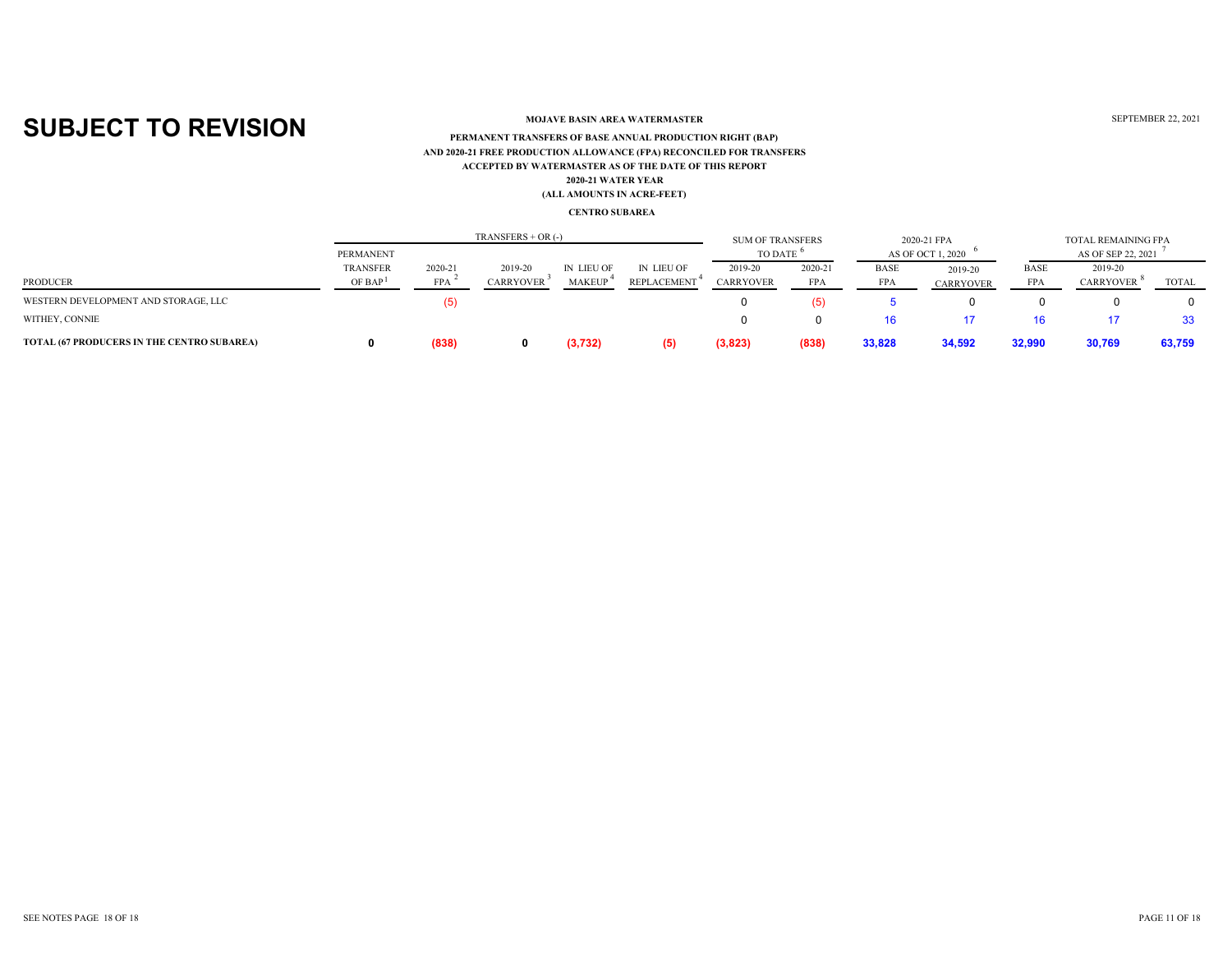**SUBJECT TO REVISION**

**MOJAVE BASIN AREA WATERMASTER**

SEPTEMBER 22, 2021

**PERMANENT TRANSFERS OF BASE ANNUAL PRODUCTION RIGHT (BAP)**
**AND 2020-21 FREE PRODUCTION ALLOWANCE (FPA) RECONCILED FOR TRANSFERS**
**ACCEPTED BY WATERMASTER AS OF THE DATE OF THIS REPORT**
**2020-21 WATER YEAR**
**(ALL AMOUNTS IN ACRE-FEET)**

**CENTRO SUBAREA**

| | TRANSFERS + OR (-) | | | | | SUM OF TRANSFERS TO DATE [6] | | 2020-21 FPA AS OF OCT 1, 2020 [6] | | TOTAL REMAINING FPA AS OF SEP 22, 2021 [7] | | |
|---|---|---|---|---|---|---|---|---|---|---|---|---|
| PRODUCER | PERMANENT TRANSFER OF BAP [1] | 2020-21 FPA [2] | 2019-20 CARRYOVER [3] | IN LIEU OF MAKEUP [4] | IN LIEU OF REPLACEMENT [4] | 2019-20 CARRYOVER | 2020-21 FPA | BASE FPA | 2019-20 CARRYOVER | BASE FPA | 2019-20 CARRYOVER [8] | TOTAL |
| WESTERN DEVELOPMENT AND STORAGE, LLC | | (5) | | | | 0 | (5) | 5 | 0 | 0 | 0 | 0 |
| WITHEY, CONNIE | | | | | | 0 | 0 | 16 | 17 | 16 | 17 | 33 |
| **TOTAL (67 PRODUCERS IN THE CENTRO SUBAREA)** | **0** | **(838)** | **0** | **(3,732)** | **(5)** | **(3,823)** | **(838)** | **33,828** | **34,592** | **32,990** | **30,769** | **63,759** |

SEE NOTES PAGE 18 OF 18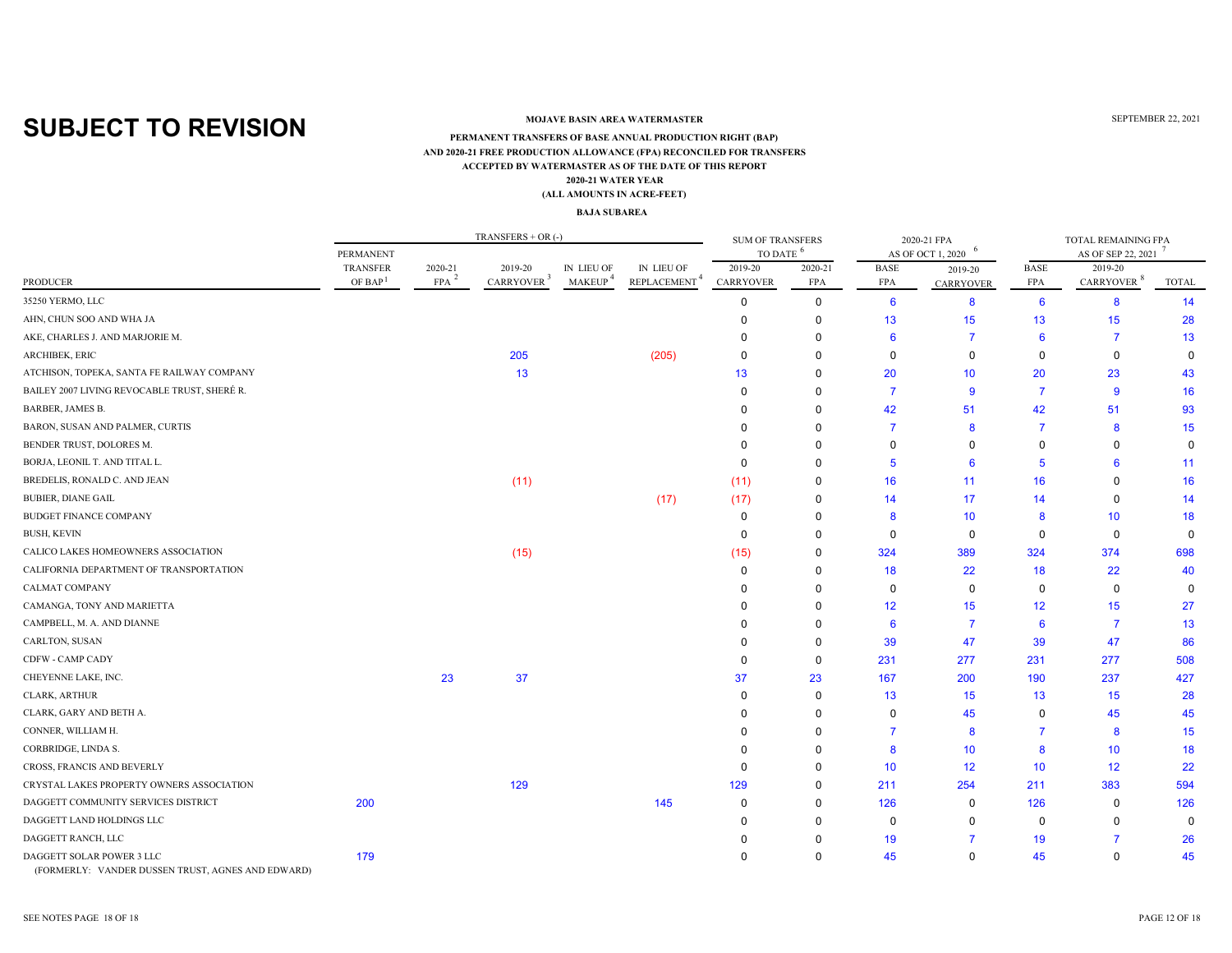# SUBJECT TO REVISION

**MOJAVE BASIN AREA WATERMASTER**

SEPTEMBER 22, 2021

**PERMANENT TRANSFERS OF BASE ANNUAL PRODUCTION RIGHT (BAP)**
**AND 2020-21 FREE PRODUCTION ALLOWANCE (FPA) RECONCILED FOR TRANSFERS**
**ACCEPTED BY WATERMASTER AS OF THE DATE OF THIS REPORT**
**2020-21 WATER YEAR**
**(ALL AMOUNTS IN ACRE-FEET)**

**BAJA SUBAREA**

| | TRANSFERS + OR (-) | | | | | SUM OF TRANSFERS TO DATE [6] | | 2020-21 FPA AS OF OCT 1, 2020 [6] | | TOTAL REMAINING FPA AS OF SEP 22, 2021 [7] | | |
|---|---|---|---|---|---|---|---|---|---|---|---|---|
| PRODUCER | PERMANENT TRANSFER OF BAP [1] | 2020-21 FPA [2] | 2019-20 CARRYOVER [3] | IN LIEU OF MAKEUP [4] | IN LIEU OF REPLACEMENT [4] | 2019-20 CARRYOVER | 2020-21 FPA | BASE FPA | 2019-20 CARRYOVER | BASE FPA | 2019-20 CARRYOVER [8] | TOTAL |
| 35250 YERMO, LLC | | | | | | 0 | 0 | 6 | 8 | 6 | 8 | 14 |
| AHN, CHUN SOO AND WHA JA | | | | | | 0 | 0 | 13 | 15 | 13 | 15 | 28 |
| AKE, CHARLES J. AND MARJORIE M. | | | | | | 0 | 0 | 6 | 7 | 6 | 7 | 13 |
| ARCHIBEK, ERIC | | | 205 | | (205) | 0 | 0 | 0 | 0 | 0 | 0 | 0 |
| ATCHISON, TOPEKA, SANTA FE RAILWAY COMPANY | | | 13 | | | 13 | 0 | 20 | 10 | 20 | 23 | 43 |
| BAILEY 2007 LIVING REVOCABLE TRUST, SHERÉ R. | | | | | | 0 | 0 | 7 | 9 | 7 | 9 | 16 |
| BARBER, JAMES B. | | | | | | 0 | 0 | 42 | 51 | 42 | 51 | 93 |
| BARON, SUSAN AND PALMER, CURTIS | | | | | | 0 | 0 | 7 | 8 | 7 | 8 | 15 |
| BENDER TRUST, DOLORES M. | | | | | | 0 | 0 | 0 | 0 | 0 | 0 | 0 |
| BORJA, LEONIL T. AND TITAL L. | | | | | | 0 | 0 | 5 | 6 | 5 | 6 | 11 |
| BREDELIS, RONALD C. AND JEAN | | | (11) | | | (11) | 0 | 16 | 11 | 16 | 0 | 16 |
| BUBIER, DIANE GAIL | | | | | (17) | (17) | 0 | 14 | 17 | 14 | 0 | 14 |
| BUDGET FINANCE COMPANY | | | | | | 0 | 0 | 8 | 10 | 8 | 10 | 18 |
| BUSH, KEVIN | | | | | | 0 | 0 | 0 | 0 | 0 | 0 | 0 |
| CALICO LAKES HOMEOWNERS ASSOCIATION | | | (15) | | | (15) | 0 | 324 | 389 | 324 | 374 | 698 |
| CALIFORNIA DEPARTMENT OF TRANSPORTATION | | | | | | 0 | 0 | 18 | 22 | 18 | 22 | 40 |
| CALMAT COMPANY | | | | | | 0 | 0 | 0 | 0 | 0 | 0 | 0 |
| CAMANGA, TONY AND MARIETTA | | | | | | 0 | 0 | 12 | 15 | 12 | 15 | 27 |
| CAMPBELL, M. A. AND DIANNE | | | | | | 0 | 0 | 6 | 7 | 6 | 7 | 13 |
| CARLTON, SUSAN | | | | | | 0 | 0 | 39 | 47 | 39 | 47 | 86 |
| CDFW - CAMP CADY | | | | | | 0 | 0 | 231 | 277 | 231 | 277 | 508 |
| CHEYENNE LAKE, INC. | | 23 | 37 | | | 37 | 23 | 167 | 200 | 190 | 237 | 427 |
| CLARK, ARTHUR | | | | | | 0 | 0 | 13 | 15 | 13 | 15 | 28 |
| CLARK, GARY AND BETH A. | | | | | | 0 | 0 | 0 | 45 | 0 | 45 | 45 |
| CONNER, WILLIAM H. | | | | | | 0 | 0 | 7 | 8 | 7 | 8 | 15 |
| CORBRIDGE, LINDA S. | | | | | | 0 | 0 | 8 | 10 | 8 | 10 | 18 |
| CROSS, FRANCIS AND BEVERLY | | | | | | 0 | 0 | 10 | 12 | 10 | 12 | 22 |
| CRYSTAL LAKES PROPERTY OWNERS ASSOCIATION | | | 129 | | | 129 | 0 | 211 | 254 | 211 | 383 | 594 |
| DAGGETT COMMUNITY SERVICES DISTRICT | 200 | | | | 145 | 0 | 0 | 126 | 0 | 126 | 0 | 126 |
| DAGGETT LAND HOLDINGS LLC | | | | | | 0 | 0 | 0 | 0 | 0 | 0 | 0 |
| DAGGETT RANCH, LLC | | | | | | 0 | 0 | 19 | 7 | 19 | 7 | 26 |
| DAGGETT SOLAR POWER 3 LLC (FORMERLY: VANDER DUSSEN TRUST, AGNES AND EDWARD) | 179 | | | | | 0 | 0 | 45 | 0 | 45 | 0 | 45 |

SEE NOTES PAGE 18 OF 18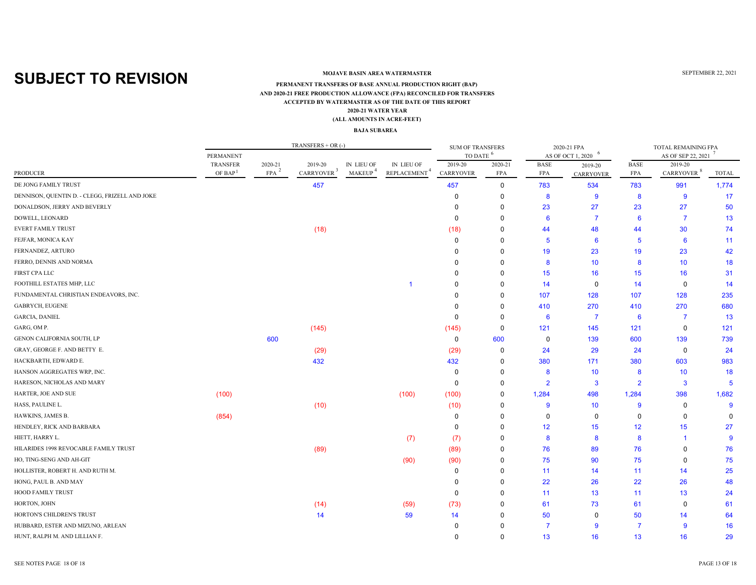**SUBJECT TO REVISION**

SEPTEMBER 22, 2021

**MOJAVE BASIN AREA WATERMASTER**

**PERMANENT TRANSFERS OF BASE ANNUAL PRODUCTION RIGHT (BAP)**
**AND 2020-21 FREE PRODUCTION ALLOWANCE (FPA) RECONCILED FOR TRANSFERS**
**ACCEPTED BY WATERMASTER AS OF THE DATE OF THIS REPORT**
**2020-21 WATER YEAR**
**(ALL AMOUNTS IN ACRE-FEET)**

**BAJA SUBAREA**

| | TRANSFERS + OR (-) | | | | | SUM OF TRANSFERS TO DATE [6] | | 2020-21 FPA AS OF OCT 1, 2020 [6] | | TOTAL REMAINING FPA AS OF SEP 22, 2021 [7] | | |
|---|---|---|---|---|---|---|---|---|---|---|---|---|
| PRODUCER | PERMANENT TRANSFER OF BAP [1] | 2020-21 FPA [2] | 2019-20 CARRYOVER [3] | IN LIEU OF MAKEUP [4] | IN LIEU OF REPLACEMENT [4] | 2019-20 CARRYOVER | 2020-21 FPA | BASE FPA | 2019-20 CARRYOVER | BASE FPA | 2019-20 CARRYOVER [8] | TOTAL |
| DE JONG FAMILY TRUST | | | 457 | | | 457 | 0 | 783 | 534 | 783 | 991 | 1,774 |
| DENNISON, QUENTIN D. - CLEGG, FRIZELL AND JOKE | | | | | | 0 | 0 | 8 | 9 | 8 | 9 | 17 |
| DONALDSON, JERRY AND BEVERLY | | | | | | 0 | 0 | 23 | 27 | 23 | 27 | 50 |
| DOWELL, LEONARD | | | | | | 0 | 0 | 6 | 7 | 6 | 7 | 13 |
| EVERT FAMILY TRUST | | | (18) | | | (18) | 0 | 44 | 48 | 44 | 30 | 74 |
| FEJFAR, MONICA KAY | | | | | | 0 | 0 | 5 | 6 | 5 | 6 | 11 |
| FERNANDEZ, ARTURO | | | | | | 0 | 0 | 19 | 23 | 19 | 23 | 42 |
| FERRO, DENNIS AND NORMA | | | | | | 0 | 0 | 8 | 10 | 8 | 10 | 18 |
| FIRST CPA LLC | | | | | | 0 | 0 | 15 | 16 | 15 | 16 | 31 |
| FOOTHILL ESTATES MHP, LLC | | | | | 1 | 0 | 0 | 14 | 0 | 14 | 0 | 14 |
| FUNDAMENTAL CHRISTIAN ENDEAVORS, INC. | | | | | | 0 | 0 | 107 | 128 | 107 | 128 | 235 |
| GABRYCH, EUGENE | | | | | | 0 | 0 | 410 | 270 | 410 | 270 | 680 |
| GARCIA, DANIEL | | | | | | 0 | 0 | 6 | 7 | 6 | 7 | 13 |
| GARG, OM P. | | | (145) | | | (145) | 0 | 121 | 145 | 121 | 0 | 121 |
| GENON CALIFORNIA SOUTH, LP | | 600 | | | | 0 | 600 | 0 | 139 | 600 | 139 | 739 |
| GRAY, GEORGE F. AND BETTY E. | | | (29) | | | (29) | 0 | 24 | 29 | 24 | 0 | 24 |
| HACKBARTH, EDWARD E. | | | 432 | | | 432 | 0 | 380 | 171 | 380 | 603 | 983 |
| HANSON AGGREGATES WRP, INC. | | | | | | 0 | 0 | 8 | 10 | 8 | 10 | 18 |
| HARESON, NICHOLAS AND MARY | | | | | | 0 | 0 | 2 | 3 | 2 | 3 | 5 |
| HARTER, JOE AND SUE | (100) | | | | (100) | (100) | 0 | 1,284 | 498 | 1,284 | 398 | 1,682 |
| HASS, PAULINE L. | | | (10) | | | (10) | 0 | 9 | 10 | 9 | 0 | 9 |
| HAWKINS, JAMES B. | (854) | | | | | 0 | 0 | 0 | 0 | 0 | 0 | 0 |
| HENDLEY, RICK AND BARBARA | | | | | | 0 | 0 | 12 | 15 | 12 | 15 | 27 |
| HIETT, HARRY L. | | | | | (7) | (7) | 0 | 8 | 8 | 8 | 1 | 9 |
| HILARIDES 1998 REVOCABLE FAMILY TRUST | | | (89) | | | (89) | 0 | 76 | 89 | 76 | 0 | 76 |
| HO, TING-SENG AND AH-GIT | | | | | (90) | (90) | 0 | 75 | 90 | 75 | 0 | 75 |
| HOLLISTER, ROBERT H. AND RUTH M. | | | | | | 0 | 0 | 11 | 14 | 11 | 14 | 25 |
| HONG, PAUL B. AND MAY | | | | | | 0 | 0 | 22 | 26 | 22 | 26 | 48 |
| HOOD FAMILY TRUST | | | | | | 0 | 0 | 11 | 13 | 11 | 13 | 24 |
| HORTON, JOHN | | | (14) | | (59) | (73) | 0 | 61 | 73 | 61 | 0 | 61 |
| HORTON'S CHILDREN'S TRUST | | | 14 | | 59 | 14 | 0 | 50 | 0 | 50 | 14 | 64 |
| HUBBARD, ESTER AND MIZUNO, ARLEAN | | | | | | 0 | 0 | 7 | 9 | 7 | 9 | 16 |
| HUNT, RALPH M. AND LILLIAN F. | | | | | | 0 | 0 | 13 | 16 | 13 | 16 | 29 |

SEE NOTES PAGE 18 OF 18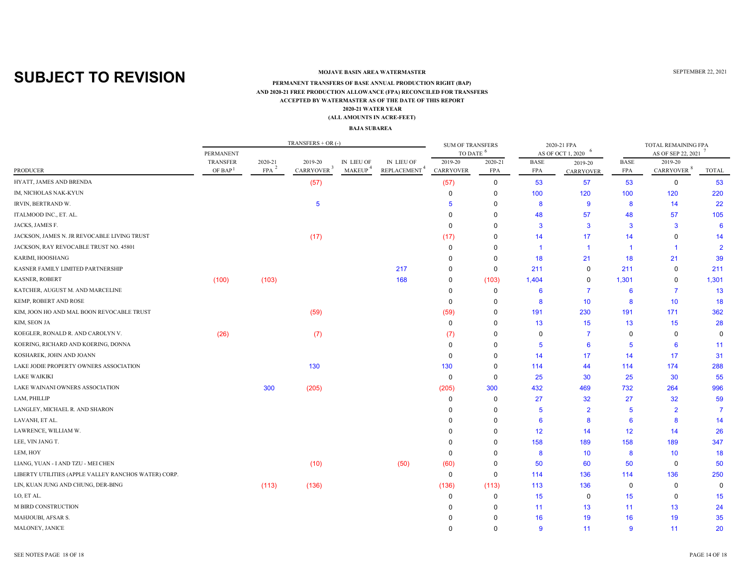# SUBJECT TO REVISION

**MOJAVE BASIN AREA WATERMASTER**

SEPTEMBER 22, 2021

**PERMANENT TRANSFERS OF BASE ANNUAL PRODUCTION RIGHT (BAP)**
**AND 2020-21 FREE PRODUCTION ALLOWANCE (FPA) RECONCILED FOR TRANSFERS**
**ACCEPTED BY WATERMASTER AS OF THE DATE OF THIS REPORT**
**2020-21 WATER YEAR**
**(ALL AMOUNTS IN ACRE-FEET)**

**BAJA SUBAREA**

| | TRANSFERS + OR (-) | | | | | SUM OF TRANSFERS TO DATE [6] | | 2020-21 FPA AS OF OCT 1, 2020 [6] | | TOTAL REMAINING FPA AS OF SEP 22, 2021 [7] | | |
|---|---|---|---|---|---|---|---|---|---|---|---|---|
| PRODUCER | PERMANENT TRANSFER OF BAP [1] | 2020-21 FPA [2] | 2019-20 CARRYOVER [3] | IN LIEU OF MAKEUP [4] | IN LIEU OF REPLACEMENT [4] | 2019-20 CARRYOVER | 2020-21 FPA | BASE FPA | 2019-20 CARRYOVER | BASE FPA | 2019-20 CARRYOVER [8] | TOTAL |
| HYATT, JAMES AND BRENDA | | | (57) | | | (57) | 0 | 53 | 57 | 53 | 0 | 53 |
| IM, NICHOLAS NAK-KYUN | | | | | | 0 | 0 | 100 | 120 | 100 | 120 | 220 |
| IRVIN, BERTRAND W. | | | 5 | | | 5 | 0 | 8 | 9 | 8 | 14 | 22 |
| ITALMOOD INC., ET. AL. | | | | | | 0 | 0 | 48 | 57 | 48 | 57 | 105 |
| JACKS, JAMES F. | | | | | | 0 | 0 | 3 | 3 | 3 | 3 | 6 |
| JACKSON, JAMES N. JR REVOCABLE LIVING TRUST | | | (17) | | | (17) | 0 | 14 | 17 | 14 | 0 | 14 |
| JACKSON, RAY REVOCABLE TRUST NO. 45801 | | | | | | 0 | 0 | 1 | 1 | 1 | 1 | 2 |
| KARIMI, HOOSHANG | | | | | | 0 | 0 | 18 | 21 | 18 | 21 | 39 |
| KASNER FAMILY LIMITED PARTNERSHIP | | | | | 217 | 0 | 0 | 211 | 0 | 211 | 0 | 211 |
| KASNER, ROBERT | (100) | (103) | | | 168 | 0 | (103) | 1,404 | 0 | 1,301 | 0 | 1,301 |
| KATCHER, AUGUST M. AND MARCELINE | | | | | | 0 | 0 | 6 | 7 | 6 | 7 | 13 |
| KEMP, ROBERT AND ROSE | | | | | | 0 | 0 | 8 | 10 | 8 | 10 | 18 |
| KIM, JOON HO AND MAL BOON REVOCABLE TRUST | | | (59) | | | (59) | 0 | 191 | 230 | 191 | 171 | 362 |
| KIM, SEON JA | | | | | | 0 | 0 | 13 | 15 | 13 | 15 | 28 |
| KOEGLER, RONALD R. AND CAROLYN V. | (26) | | (7) | | | (7) | 0 | 0 | 7 | 0 | 0 | 0 |
| KOERING, RICHARD AND KOERING, DONNA | | | | | | 0 | 0 | 5 | 6 | 5 | 6 | 11 |
| KOSHAREK, JOHN AND JOANN | | | | | | 0 | 0 | 14 | 17 | 14 | 17 | 31 |
| LAKE JODIE PROPERTY OWNERS ASSOCIATION | | | 130 | | | 130 | 0 | 114 | 44 | 114 | 174 | 288 |
| LAKE WAIKIKI | | | | | | 0 | 0 | 25 | 30 | 25 | 30 | 55 |
| LAKE WAINANI OWNERS ASSOCIATION | | 300 | (205) | | | (205) | 300 | 432 | 469 | 732 | 264 | 996 |
| LAM, PHILLIP | | | | | | 0 | 0 | 27 | 32 | 27 | 32 | 59 |
| LANGLEY, MICHAEL R. AND SHARON | | | | | | 0 | 0 | 5 | 2 | 5 | 2 | 7 |
| LAVANH, ET AL. | | | | | | 0 | 0 | 6 | 8 | 6 | 8 | 14 |
| LAWRENCE, WILLIAM W. | | | | | | 0 | 0 | 12 | 14 | 12 | 14 | 26 |
| LEE, VIN JANG T. | | | | | | 0 | 0 | 158 | 189 | 158 | 189 | 347 |
| LEM, HOY | | | | | | 0 | 0 | 8 | 10 | 8 | 10 | 18 |
| LIANG, YUAN - I AND TZU - MEI CHEN | | | (10) | | (50) | (60) | 0 | 50 | 60 | 50 | 0 | 50 |
| LIBERTY UTILITIES (APPLE VALLEY RANCHOS WATER) CORP. | | | | | | 0 | 0 | 114 | 136 | 114 | 136 | 250 |
| LIN, KUAN JUNG AND CHUNG, DER-BING | | (113) | (136) | | | (136) | (113) | 113 | 136 | 0 | 0 | 0 |
| LO, ET AL. | | | | | | 0 | 0 | 15 | 0 | 15 | 0 | 15 |
| M BIRD CONSTRUCTION | | | | | | 0 | 0 | 11 | 13 | 11 | 13 | 24 |
| MAHJOUBI, AFSAR S. | | | | | | 0 | 0 | 16 | 19 | 16 | 19 | 35 |
| MALONEY, JANICE | | | | | | 0 | 0 | 9 | 11 | 9 | 11 | 20 |

SEE NOTES PAGE 18 OF 18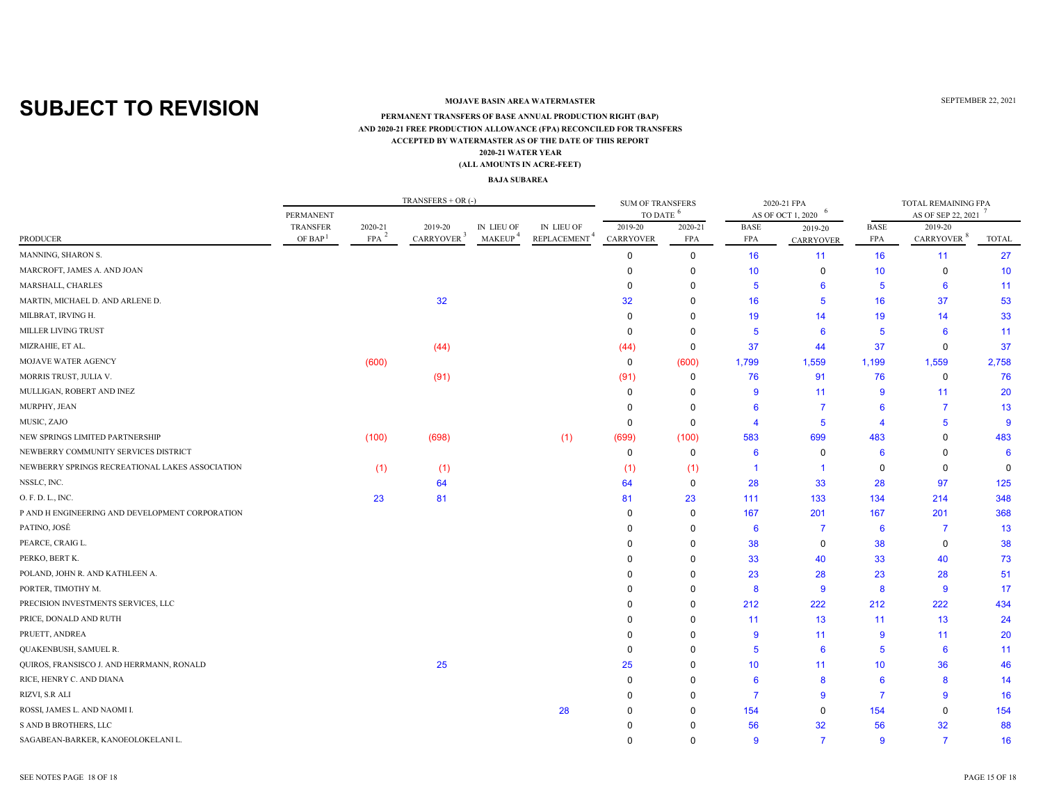# SUBJECT TO REVISION

**MOJAVE BASIN AREA WATERMASTER**

SEPTEMBER 22, 2021

**PERMANENT TRANSFERS OF BASE ANNUAL PRODUCTION RIGHT (BAP)**
**AND 2020-21 FREE PRODUCTION ALLOWANCE (FPA) RECONCILED FOR TRANSFERS**
**ACCEPTED BY WATERMASTER AS OF THE DATE OF THIS REPORT**
**2020-21 WATER YEAR**
**(ALL AMOUNTS IN ACRE-FEET)**

**BAJA SUBAREA**

| | TRANSFERS + OR (-) | | | | | SUM OF TRANSFERS TO DATE [6] | | 2020-21 FPA AS OF OCT 1, 2020 [6] | | TOTAL REMAINING FPA AS OF SEP 22, 2021 [7] | | |
|---|---|---|---|---|---|---|---|---|---|---|---|---|
| PRODUCER | PERMANENT TRANSFER OF BAP [1] | 2020-21 FPA [2] | 2019-20 CARRYOVER [3] | IN LIEU OF MAKEUP [4] | IN LIEU OF REPLACEMENT [4] | 2019-20 CARRYOVER | 2020-21 FPA | BASE FPA | 2019-20 CARRYOVER | BASE FPA | 2019-20 CARRYOVER [8] | TOTAL |
| MANNING, SHARON S. | | | | | | 0 | 0 | 16 | 11 | 16 | 11 | 27 |
| MARCROFT, JAMES A. AND JOAN | | | | | | 0 | 0 | 10 | 0 | 10 | 0 | 10 |
| MARSHALL, CHARLES | | | | | | 0 | 0 | 5 | 6 | 5 | 6 | 11 |
| MARTIN, MICHAEL D. AND ARLENE D. | | | 32 | | | 32 | 0 | 16 | 5 | 16 | 37 | 53 |
| MILBRAT, IRVING H. | | | | | | 0 | 0 | 19 | 14 | 19 | 14 | 33 |
| MILLER LIVING TRUST | | | | | | 0 | 0 | 5 | 6 | 5 | 6 | 11 |
| MIZRAHIE, ET AL. | | | (44) | | | (44) | 0 | 37 | 44 | 37 | 0 | 37 |
| MOJAVE WATER AGENCY | | (600) | | | | 0 | (600) | 1,799 | 1,559 | 1,199 | 1,559 | 2,758 |
| MORRIS TRUST, JULIA V. | | | (91) | | | (91) | 0 | 76 | 91 | 76 | 0 | 76 |
| MULLIGAN, ROBERT AND INEZ | | | | | | 0 | 0 | 9 | 11 | 9 | 11 | 20 |
| MURPHY, JEAN | | | | | | 0 | 0 | 6 | 7 | 6 | 7 | 13 |
| MUSIC, ZAJO | | | | | | 0 | 0 | 4 | 5 | 4 | 5 | 9 |
| NEW SPRINGS LIMITED PARTNERSHIP | | (100) | (698) | | (1) | (699) | (100) | 583 | 699 | 483 | 0 | 483 |
| NEWBERRY COMMUNITY SERVICES DISTRICT | | | | | | 0 | 0 | 6 | 0 | 6 | 0 | 6 |
| NEWBERRY SPRINGS RECREATIONAL LAKES ASSOCIATION | | (1) | (1) | | | (1) | (1) | 1 | 1 | 0 | 0 | 0 |
| NSSLC, INC. | | | 64 | | | 64 | 0 | 28 | 33 | 28 | 97 | 125 |
| O. F. D. L., INC. | | 23 | 81 | | | 81 | 23 | 111 | 133 | 134 | 214 | 348 |
| P AND H ENGINEERING AND DEVELOPMENT CORPORATION | | | | | | 0 | 0 | 167 | 201 | 167 | 201 | 368 |
| PATINO, JOSÉ | | | | | | 0 | 0 | 6 | 7 | 6 | 7 | 13 |
| PEARCE, CRAIG L. | | | | | | 0 | 0 | 38 | 0 | 38 | 0 | 38 |
| PERKO, BERT K. | | | | | | 0 | 0 | 33 | 40 | 33 | 40 | 73 |
| POLAND, JOHN R. AND KATHLEEN A. | | | | | | 0 | 0 | 23 | 28 | 23 | 28 | 51 |
| PORTER, TIMOTHY M. | | | | | | 0 | 0 | 8 | 9 | 8 | 9 | 17 |
| PRECISION INVESTMENTS SERVICES, LLC | | | | | | 0 | 0 | 212 | 222 | 212 | 222 | 434 |
| PRICE, DONALD AND RUTH | | | | | | 0 | 0 | 11 | 13 | 11 | 13 | 24 |
| PRUETT, ANDREA | | | | | | 0 | 0 | 9 | 11 | 9 | 11 | 20 |
| QUAKENBUSH, SAMUEL R. | | | | | | 0 | 0 | 5 | 6 | 5 | 6 | 11 |
| QUIROS, FRANSISCO J. AND HERRMANN, RONALD | | | 25 | | | 25 | 0 | 10 | 11 | 10 | 36 | 46 |
| RICE, HENRY C. AND DIANA | | | | | | 0 | 0 | 6 | 8 | 6 | 8 | 14 |
| RIZVI, S.R ALI | | | | | | 0 | 0 | 7 | 9 | 7 | 9 | 16 |
| ROSSI, JAMES L. AND NAOMI I. | | | | | 28 | 0 | 0 | 154 | 0 | 154 | 0 | 154 |
| S AND B BROTHERS, LLC | | | | | | 0 | 0 | 56 | 32 | 56 | 32 | 88 |
| SAGABEAN-BARKER, KANOEOLOKELANI L. | | | | | | 0 | 0 | 9 | 7 | 9 | 7 | 16 |

SEE NOTES PAGE 18 OF 18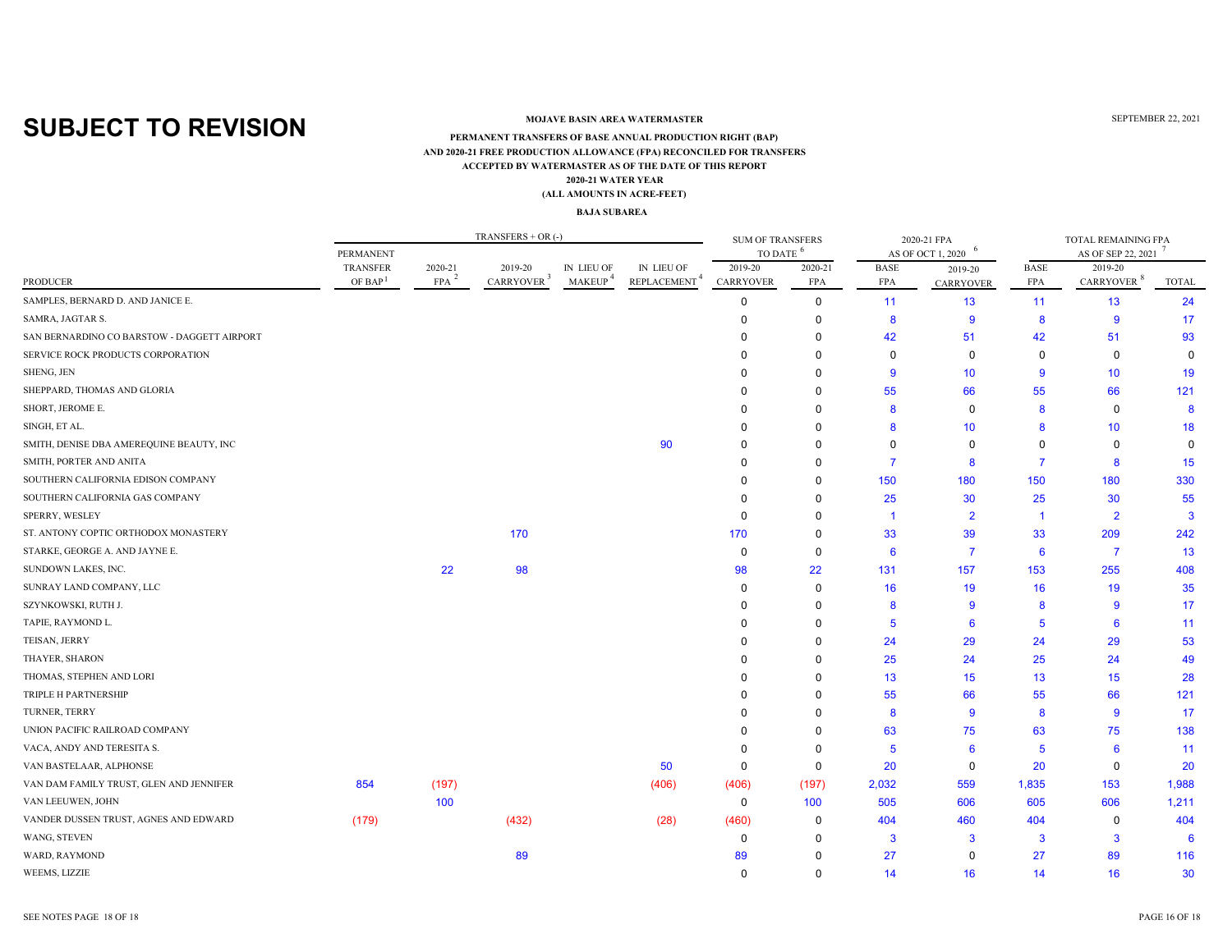**SUBJECT TO REVISION**

SEPTEMBER 22, 2021

**MOJAVE BASIN AREA WATERMASTER**

**PERMANENT TRANSFERS OF BASE ANNUAL PRODUCTION RIGHT (BAP)**
**AND 2020-21 FREE PRODUCTION ALLOWANCE (FPA) RECONCILED FOR TRANSFERS**
**ACCEPTED BY WATERMASTER AS OF THE DATE OF THIS REPORT**
**2020-21 WATER YEAR**
**(ALL AMOUNTS IN ACRE-FEET)**

**BAJA SUBAREA**

| | TRANSFERS + OR (-) | | | | | SUM OF TRANSFERS TO DATE [6] | | 2020-21 FPA AS OF OCT 1, 2020 [6] | | TOTAL REMAINING FPA AS OF SEP 22, 2021 [7] | | |
|---|---|---|---|---|---|---|---|---|---|---|---|---|
| PRODUCER | PERMANENT TRANSFER OF BAP [1] | 2020-21 FPA [2] | 2019-20 CARRYOVER [3] | IN LIEU OF MAKEUP [4] | IN LIEU OF REPLACEMENT [4] | 2019-20 CARRYOVER | 2020-21 FPA | BASE FPA | 2019-20 CARRYOVER | BASE FPA | 2019-20 CARRYOVER [8] | TOTAL |
| SAMPLES, BERNARD D. AND JANICE E. | | | | | | 0 | 0 | 11 | 13 | 11 | 13 | 24 |
| SAMRA, JAGTAR S. | | | | | | 0 | 0 | 8 | 9 | 8 | 9 | 17 |
| SAN BERNARDINO CO BARSTOW - DAGGETT AIRPORT | | | | | | 0 | 0 | 42 | 51 | 42 | 51 | 93 |
| SERVICE ROCK PRODUCTS CORPORATION | | | | | | 0 | 0 | 0 | 0 | 0 | 0 | 0 |
| SHENG, JEN | | | | | | 0 | 0 | 9 | 10 | 9 | 10 | 19 |
| SHEPPARD, THOMAS AND GLORIA | | | | | | 0 | 0 | 55 | 66 | 55 | 66 | 121 |
| SHORT, JEROME E. | | | | | | 0 | 0 | 8 | 0 | 8 | 0 | 8 |
| SINGH, ET AL. | | | | | | 0 | 0 | 8 | 10 | 8 | 10 | 18 |
| SMITH, DENISE DBA AMEREQUINE BEAUTY, INC | | | | | 90 | 0 | 0 | 0 | 0 | 0 | 0 | 0 |
| SMITH, PORTER AND ANITA | | | | | | 0 | 0 | 7 | 8 | 7 | 8 | 15 |
| SOUTHERN CALIFORNIA EDISON COMPANY | | | | | | 0 | 0 | 150 | 180 | 150 | 180 | 330 |
| SOUTHERN CALIFORNIA GAS COMPANY | | | | | | 0 | 0 | 25 | 30 | 25 | 30 | 55 |
| SPERRY, WESLEY | | | | | | 0 | 0 | 1 | 2 | 1 | 2 | 3 |
| ST. ANTONY COPTIC ORTHODOX MONASTERY | | | 170 | | | 170 | 0 | 33 | 39 | 33 | 209 | 242 |
| STARKE, GEORGE A. AND JAYNE E. | | | | | | 0 | 0 | 6 | 7 | 6 | 7 | 13 |
| SUNDOWN LAKES, INC. | | 22 | 98 | | | 98 | 22 | 131 | 157 | 153 | 255 | 408 |
| SUNRAY LAND COMPANY, LLC | | | | | | 0 | 0 | 16 | 19 | 16 | 19 | 35 |
| SZYNKOWSKI, RUTH J. | | | | | | 0 | 0 | 8 | 9 | 8 | 9 | 17 |
| TAPIE, RAYMOND L. | | | | | | 0 | 0 | 5 | 6 | 5 | 6 | 11 |
| TEISAN, JERRY | | | | | | 0 | 0 | 24 | 29 | 24 | 29 | 53 |
| THAYER, SHARON | | | | | | 0 | 0 | 25 | 24 | 25 | 24 | 49 |
| THOMAS, STEPHEN AND LORI | | | | | | 0 | 0 | 13 | 15 | 13 | 15 | 28 |
| TRIPLE H PARTNERSHIP | | | | | | 0 | 0 | 55 | 66 | 55 | 66 | 121 |
| TURNER, TERRY | | | | | | 0 | 0 | 8 | 9 | 8 | 9 | 17 |
| UNION PACIFIC RAILROAD COMPANY | | | | | | 0 | 0 | 63 | 75 | 63 | 75 | 138 |
| VACA, ANDY AND TERESITA S. | | | | | | 0 | 0 | 5 | 6 | 5 | 6 | 11 |
| VAN BASTELAAR, ALPHONSE | | | | | 50 | 0 | 0 | 20 | 0 | 20 | 0 | 20 |
| VAN DAM FAMILY TRUST, GLEN AND JENNIFER | 854 | (197) | | | (406) | (406) | (197) | 2,032 | 559 | 1,835 | 153 | 1,988 |
| VAN LEEUWEN, JOHN | | 100 | | | | 0 | 100 | 505 | 606 | 605 | 606 | 1,211 |
| VANDER DUSSEN TRUST, AGNES AND EDWARD | (179) | | (432) | | (28) | (460) | 0 | 404 | 460 | 404 | 0 | 404 |
| WANG, STEVEN | | | | | | 0 | 0 | 3 | 3 | 3 | 3 | 6 |
| WARD, RAYMOND | | | 89 | | | 89 | 0 | 27 | 0 | 27 | 89 | 116 |
| WEEMS, LIZZIE | | | | | | 0 | 0 | 14 | 16 | 14 | 16 | 30 |

SEE NOTES PAGE 18 OF 18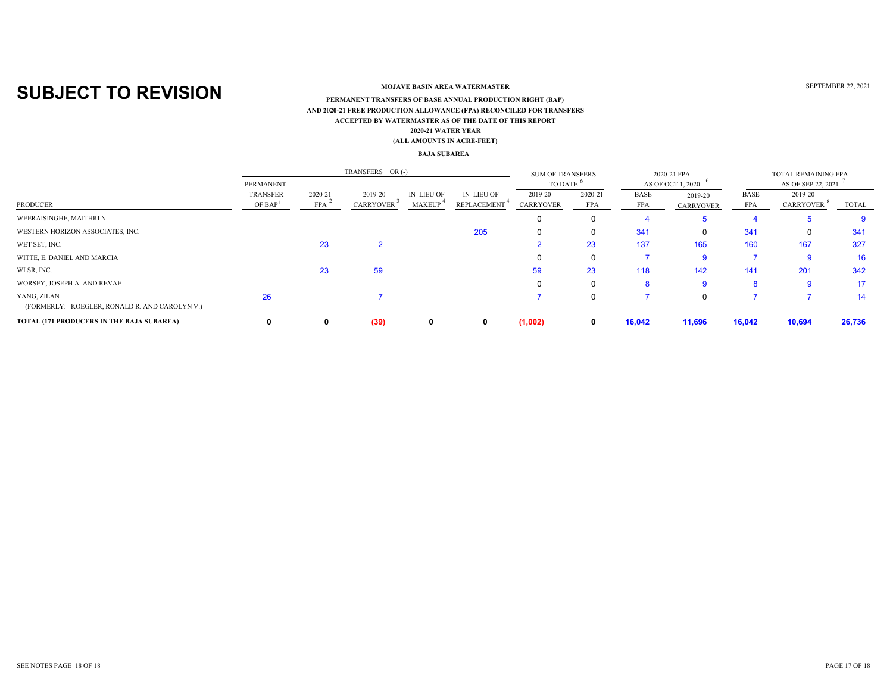**SUBJECT TO REVISION**

**MOJAVE BASIN AREA WATERMASTER**

SEPTEMBER 22, 2021

**PERMANENT TRANSFERS OF BASE ANNUAL PRODUCTION RIGHT (BAP)**
**AND 2020-21 FREE PRODUCTION ALLOWANCE (FPA) RECONCILED FOR TRANSFERS**
**ACCEPTED BY WATERMASTER AS OF THE DATE OF THIS REPORT**
**2020-21 WATER YEAR**
**(ALL AMOUNTS IN ACRE-FEET)**

**BAJA SUBAREA**

| | TRANSFERS + OR (-) | | | | | SUM OF TRANSFERS TO DATE [6] | | 2020-21 FPA AS OF OCT 1, 2020 [6] | | TOTAL REMAINING FPA AS OF SEP 22, 2021 [7] | | |
|---|---|---|---|---|---|---|---|---|---|---|---|---|
| PRODUCER | PERMANENT TRANSFER OF BAP [1] | 2020-21 FPA [2] | 2019-20 CARRYOVER [3] | IN LIEU OF MAKEUP [4] | IN LIEU OF REPLACEMENT [4] | 2019-20 CARRYOVER | 2020-21 FPA | BASE FPA | 2019-20 CARRYOVER | BASE FPA | 2019-20 CARRYOVER [8] | TOTAL |
| WEERAISINGHE, MAITHRI N. | | | | | | 0 | 0 | 4 | 5 | 4 | 5 | 9 |
| WESTERN HORIZON ASSOCIATES, INC. | | | | | 205 | 0 | 0 | 341 | 0 | 341 | 0 | 341 |
| WET SET, INC. | | 23 | 2 | | | 2 | 23 | 137 | 165 | 160 | 167 | 327 |
| WITTE, E. DANIEL AND MARCIA | | | | | | 0 | 0 | 7 | 9 | 7 | 9 | 16 |
| WLSR, INC. | | 23 | 59 | | | 59 | 23 | 118 | 142 | 141 | 201 | 342 |
| WORSEY, JOSEPH A. AND REVAE | | | | | | 0 | 0 | 8 | 9 | 8 | 9 | 17 |
| YANG, ZILAN (FORMERLY: KOEGLER, RONALD R. AND CAROLYN V.) | 26 | | 7 | | | 7 | 0 | 7 | 0 | 7 | 7 | 14 |
| **TOTAL (171 PRODUCERS IN THE BAJA SUBAREA)** | **0** | **0** | **(39)** | **0** | **0** | **(1,002)** | **0** | **16,042** | **11,696** | **16,042** | **10,694** | **26,736** |

SEE NOTES PAGE 18 OF 18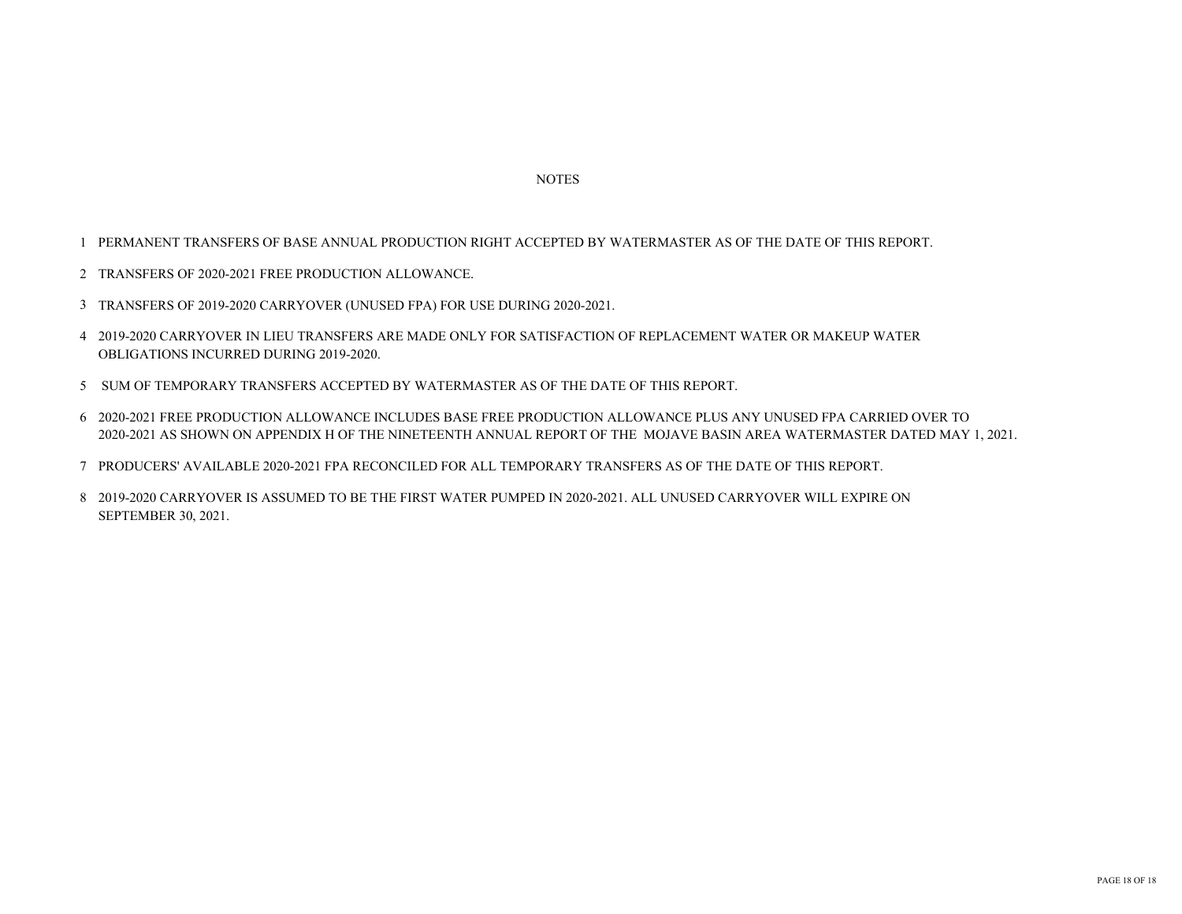# NOTES

1. PERMANENT TRANSFERS OF BASE ANNUAL PRODUCTION RIGHT ACCEPTED BY WATERMASTER AS OF THE DATE OF THIS REPORT.
2. TRANSFERS OF 2020-2021 FREE PRODUCTION ALLOWANCE.
3. TRANSFERS OF 2019-2020 CARRYOVER (UNUSED FPA) FOR USE DURING 2020-2021.
4. 2019-2020 CARRYOVER IN LIEU TRANSFERS ARE MADE ONLY FOR SATISFACTION OF REPLACEMENT WATER OR MAKEUP WATER OBLIGATIONS INCURRED DURING 2019-2020.
5. SUM OF TEMPORARY TRANSFERS ACCEPTED BY WATERMASTER AS OF THE DATE OF THIS REPORT.
6. 2020-2021 FREE PRODUCTION ALLOWANCE INCLUDES BASE FREE PRODUCTION ALLOWANCE PLUS ANY UNUSED FPA CARRIED OVER TO 2020-2021 AS SHOWN ON APPENDIX H OF THE NINETEENTH ANNUAL REPORT OF THE MOJAVE BASIN AREA WATERMASTER DATED MAY 1, 2021.
7. PRODUCERS' AVAILABLE 2020-2021 FPA RECONCILED FOR ALL TEMPORARY TRANSFERS AS OF THE DATE OF THIS REPORT.
8. 2019-2020 CARRYOVER IS ASSUMED TO BE THE FIRST WATER PUMPED IN 2020-2021. ALL UNUSED CARRYOVER WILL EXPIRE ON SEPTEMBER 30, 2021.